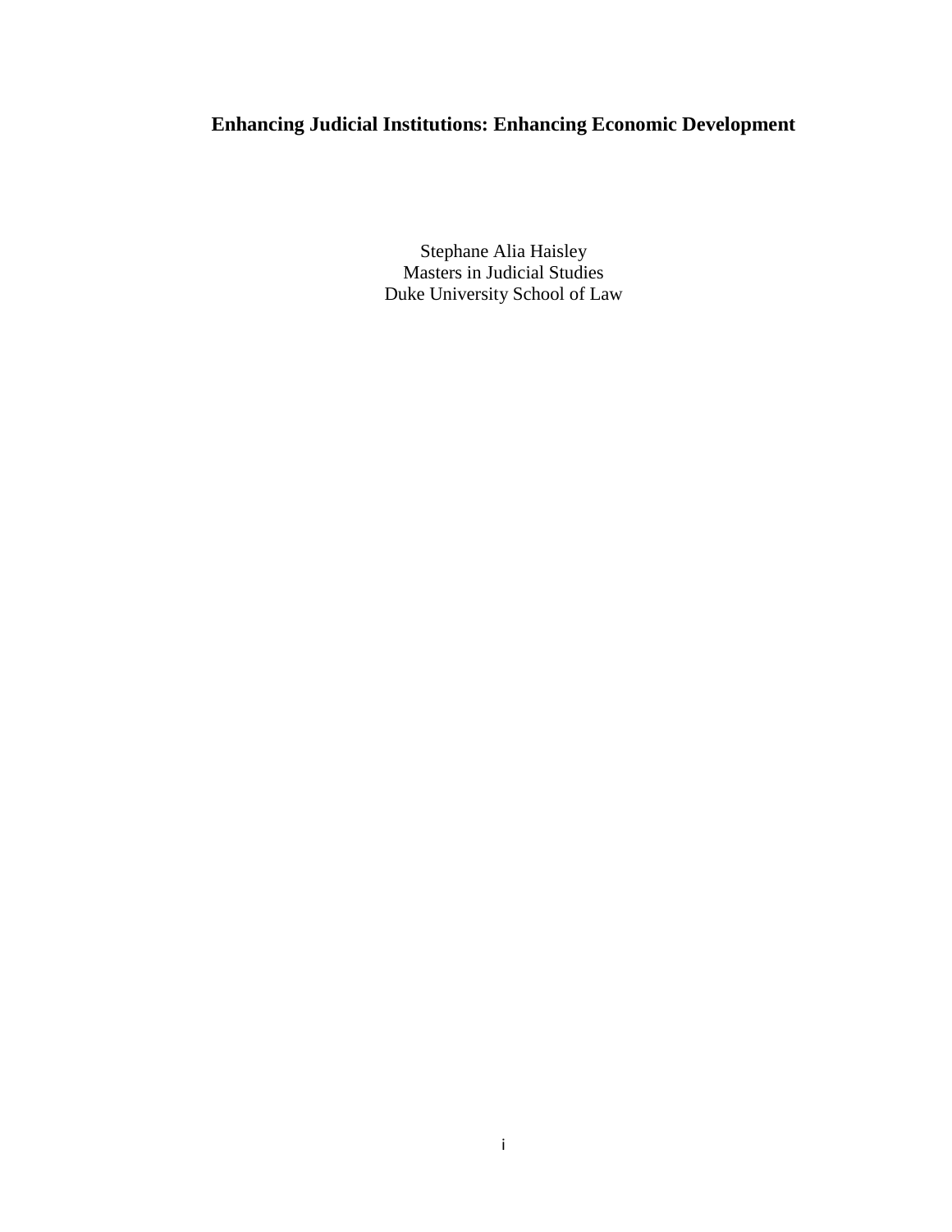# Enhancing Judicial Institutions: Enhancing Economic Development

Stephane Alia Haisley
Masters in Judicial Studies
Duke University School of Law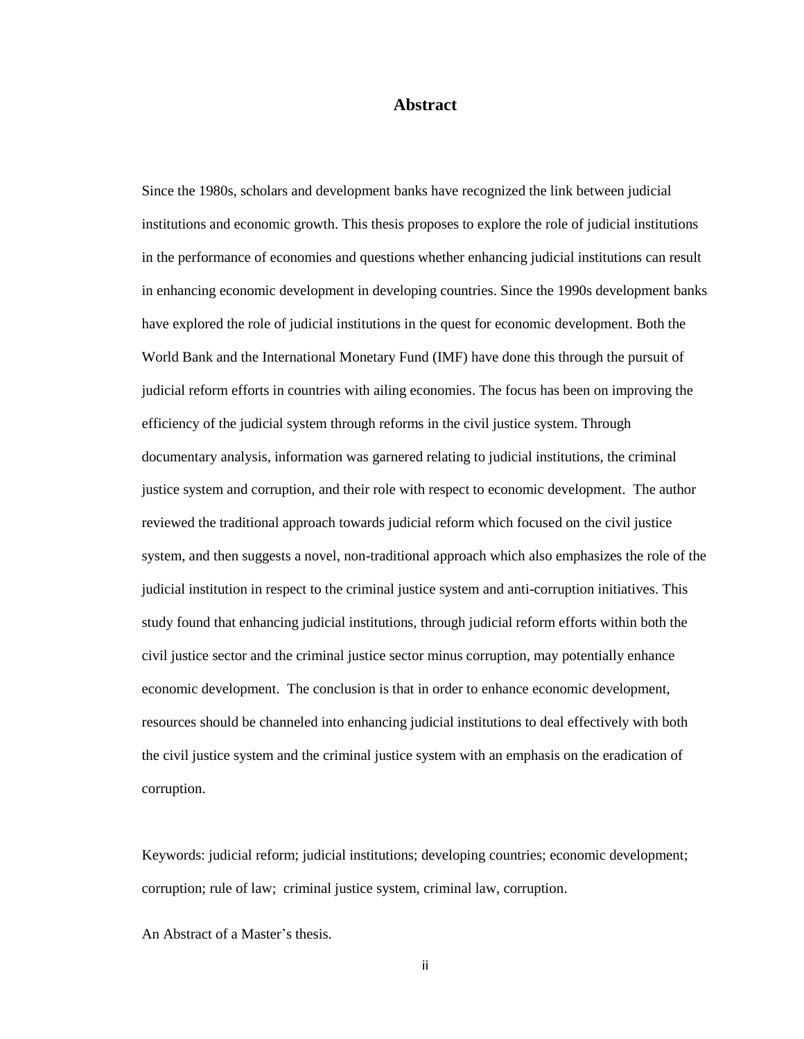# Abstract

Since the 1980s, scholars and development banks have recognized the link between judicial institutions and economic growth. This thesis proposes to explore the role of judicial institutions in the performance of economies and questions whether enhancing judicial institutions can result in enhancing economic development in developing countries. Since the 1990s development banks have explored the role of judicial institutions in the quest for economic development. Both the World Bank and the International Monetary Fund (IMF) have done this through the pursuit of judicial reform efforts in countries with ailing economies. The focus has been on improving the efficiency of the judicial system through reforms in the civil justice system. Through documentary analysis, information was garnered relating to judicial institutions, the criminal justice system and corruption, and their role with respect to economic development. The author reviewed the traditional approach towards judicial reform which focused on the civil justice system, and then suggests a novel, non-traditional approach which also emphasizes the role of the judicial institution in respect to the criminal justice system and anti-corruption initiatives. This study found that enhancing judicial institutions, through judicial reform efforts within both the civil justice sector and the criminal justice sector minus corruption, may potentially enhance economic development. The conclusion is that in order to enhance economic development, resources should be channeled into enhancing judicial institutions to deal effectively with both the civil justice system and the criminal justice system with an emphasis on the eradication of corruption.

Keywords: judicial reform; judicial institutions; developing countries; economic development; corruption; rule of law; criminal justice system, criminal law, corruption.

An Abstract of a Master's thesis.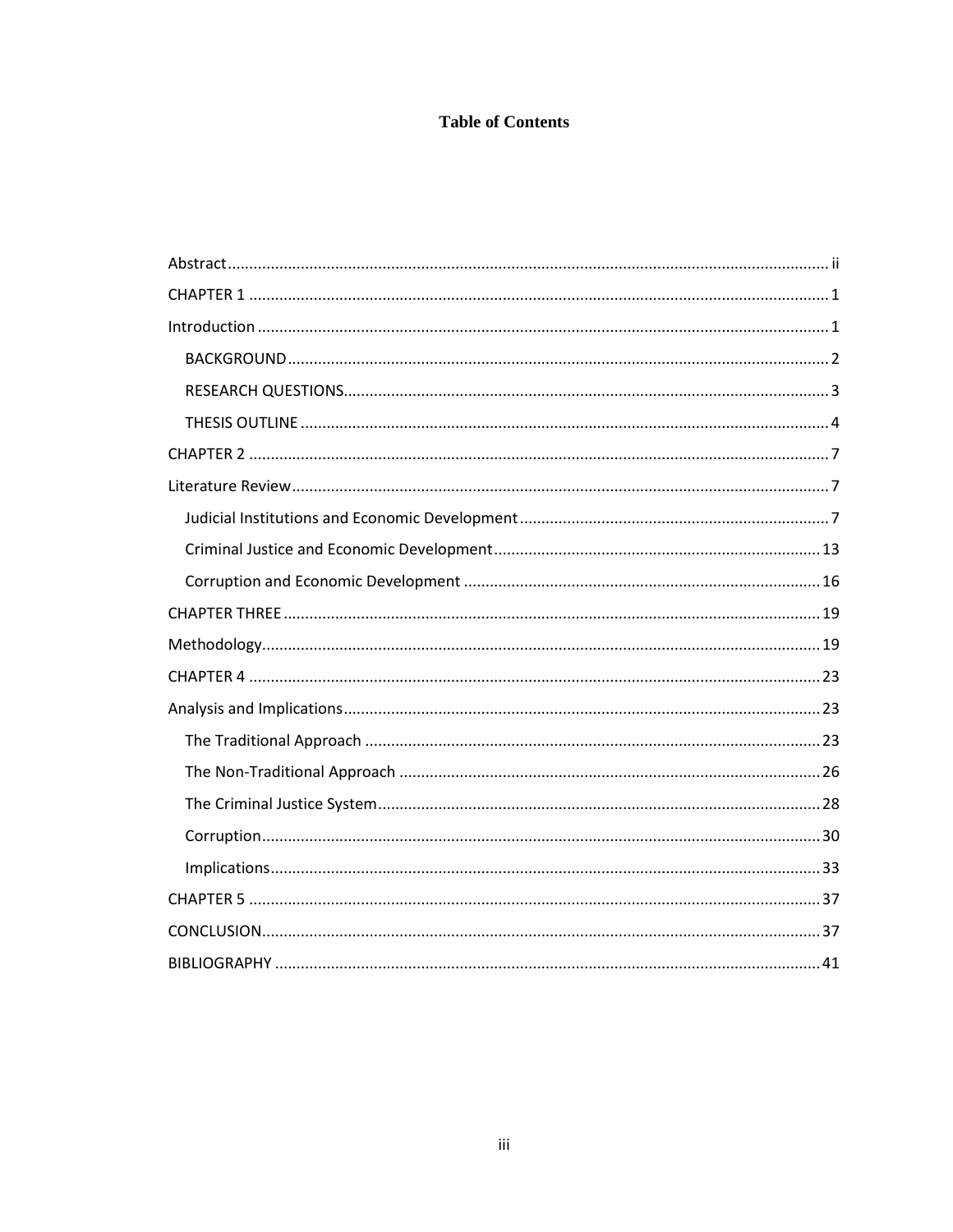# Table of Contents

Abstract ........................................................................................................................................ ii

CHAPTER 1 .................................................................................................................................. 1

Introduction .................................................................................................................................. 1

- BACKGROUND ......................................................................................................................... 2
- RESEARCH QUESTIONS ........................................................................................................... 3
- THESIS OUTLINE ..................................................................................................................... 4

CHAPTER 2 .................................................................................................................................. 7

Literature Review .......................................................................................................................... 7

- Judicial Institutions and Economic Development ...................................................................... 7
- Criminal Justice and Economic Development ......................................................................... 13
- Corruption and Economic Development ................................................................................ 16

CHAPTER THREE ........................................................................................................................ 19

Methodology ................................................................................................................................ 19

CHAPTER 4 ................................................................................................................................ 23

Analysis and Implications ............................................................................................................ 23

- The Traditional Approach ....................................................................................................... 23
- The Non-Traditional Approach ............................................................................................... 26
- The Criminal Justice System .................................................................................................... 28
- Corruption ............................................................................................................................... 30
- Implications ............................................................................................................................. 33

CHAPTER 5 ................................................................................................................................ 37

CONCLUSION .............................................................................................................................. 37

BIBLIOGRAPHY ........................................................................................................................... 41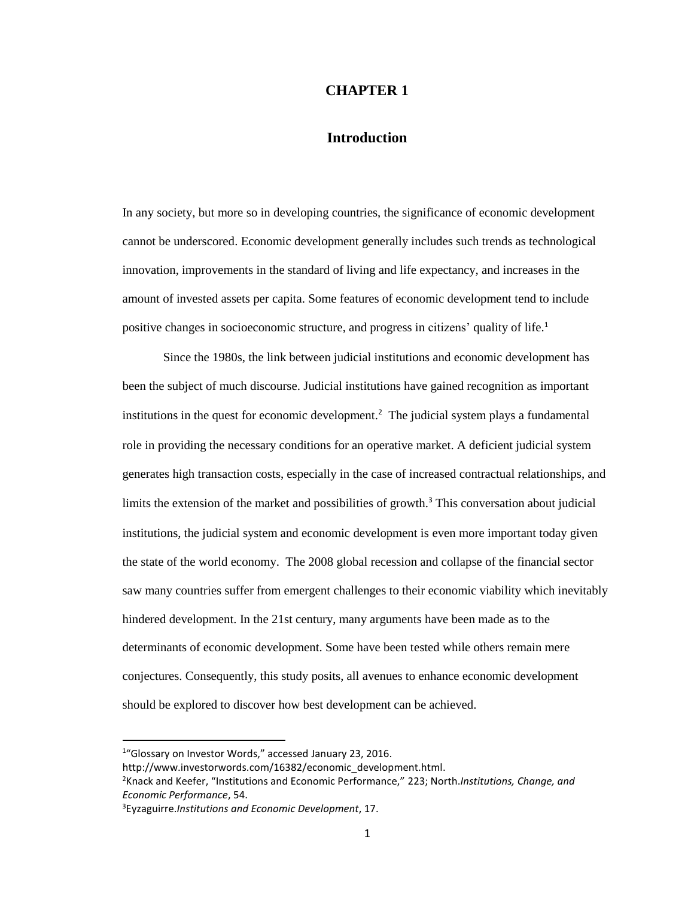# CHAPTER 1

## Introduction

In any society, but more so in developing countries, the significance of economic development cannot be underscored. Economic development generally includes such trends as technological innovation, improvements in the standard of living and life expectancy, and increases in the amount of invested assets per capita. Some features of economic development tend to include positive changes in socioeconomic structure, and progress in citizens' quality of life.[1]

Since the 1980s, the link between judicial institutions and economic development has been the subject of much discourse. Judicial institutions have gained recognition as important institutions in the quest for economic development.[2] The judicial system plays a fundamental role in providing the necessary conditions for an operative market. A deficient judicial system generates high transaction costs, especially in the case of increased contractual relationships, and limits the extension of the market and possibilities of growth.[3] This conversation about judicial institutions, the judicial system and economic development is even more important today given the state of the world economy. The 2008 global recession and collapse of the financial sector saw many countries suffer from emergent challenges to their economic viability which inevitably hindered development. In the 21st century, many arguments have been made as to the determinants of economic development. Some have been tested while others remain mere conjectures. Consequently, this study posits, all avenues to enhance economic development should be explored to discover how best development can be achieved.

---

[1] "Glossary on Investor Words," accessed January 23, 2016. http://www.investorwords.com/16382/economic_development.html.

[2] Knack and Keefer, "Institutions and Economic Performance," 223; North. *Institutions, Change, and Economic Performance*, 54.

[3] Eyzaguirre. *Institutions and Economic Development*, 17.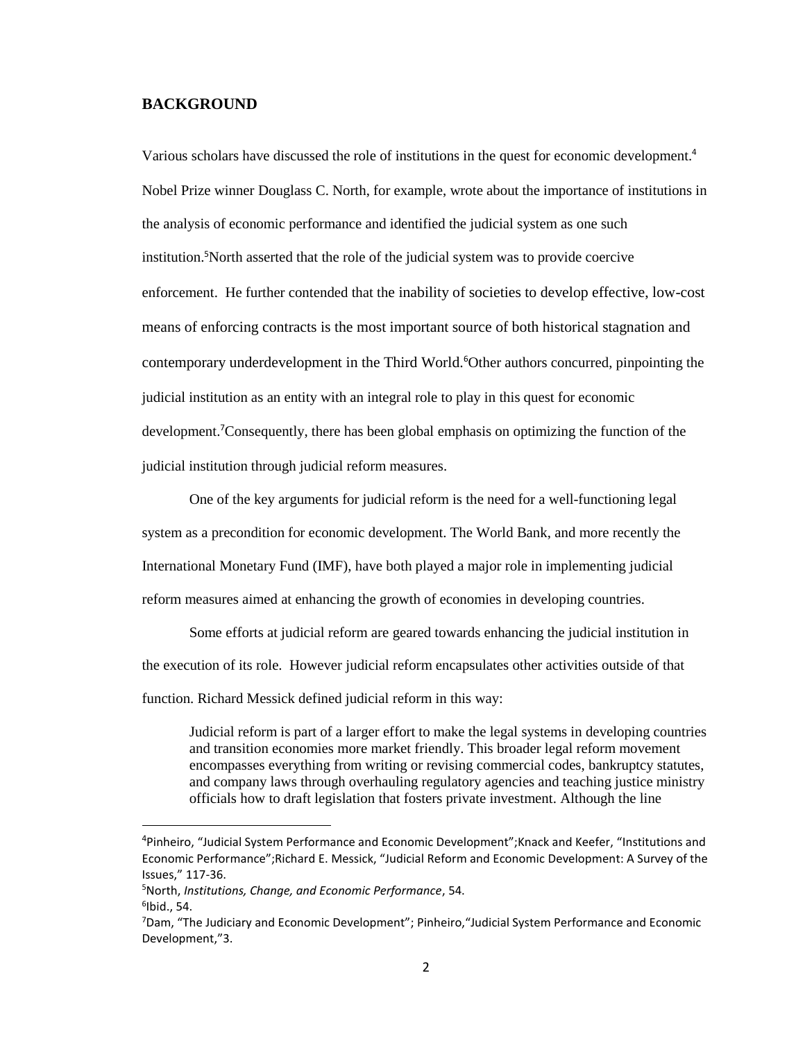## BACKGROUND

Various scholars have discussed the role of institutions in the quest for economic development.[4] Nobel Prize winner Douglass C. North, for example, wrote about the importance of institutions in the analysis of economic performance and identified the judicial system as one such institution.[5] North asserted that the role of the judicial system was to provide coercive enforcement. He further contended that the inability of societies to develop effective, low-cost means of enforcing contracts is the most important source of both historical stagnation and contemporary underdevelopment in the Third World.[6] Other authors concurred, pinpointing the judicial institution as an entity with an integral role to play in this quest for economic development.[7] Consequently, there has been global emphasis on optimizing the function of the judicial institution through judicial reform measures.

One of the key arguments for judicial reform is the need for a well-functioning legal system as a precondition for economic development. The World Bank, and more recently the International Monetary Fund (IMF), have both played a major role in implementing judicial reform measures aimed at enhancing the growth of economies in developing countries.

Some efforts at judicial reform are geared towards enhancing the judicial institution in the execution of its role. However judicial reform encapsulates other activities outside of that function. Richard Messick defined judicial reform in this way:

> Judicial reform is part of a larger effort to make the legal systems in developing countries and transition economies more market friendly. This broader legal reform movement encompasses everything from writing or revising commercial codes, bankruptcy statutes, and company laws through overhauling regulatory agencies and teaching justice ministry officials how to draft legislation that fosters private investment. Although the line

---

[4] Pinheiro, "Judicial System Performance and Economic Development"; Knack and Keefer, "Institutions and Economic Performance"; Richard E. Messick, "Judicial Reform and Economic Development: A Survey of the Issues," 117-36.

[5] North, *Institutions, Change, and Economic Performance*, 54.

[6] Ibid., 54.

[7] Dam, "The Judiciary and Economic Development"; Pinheiro, "Judicial System Performance and Economic Development," 3.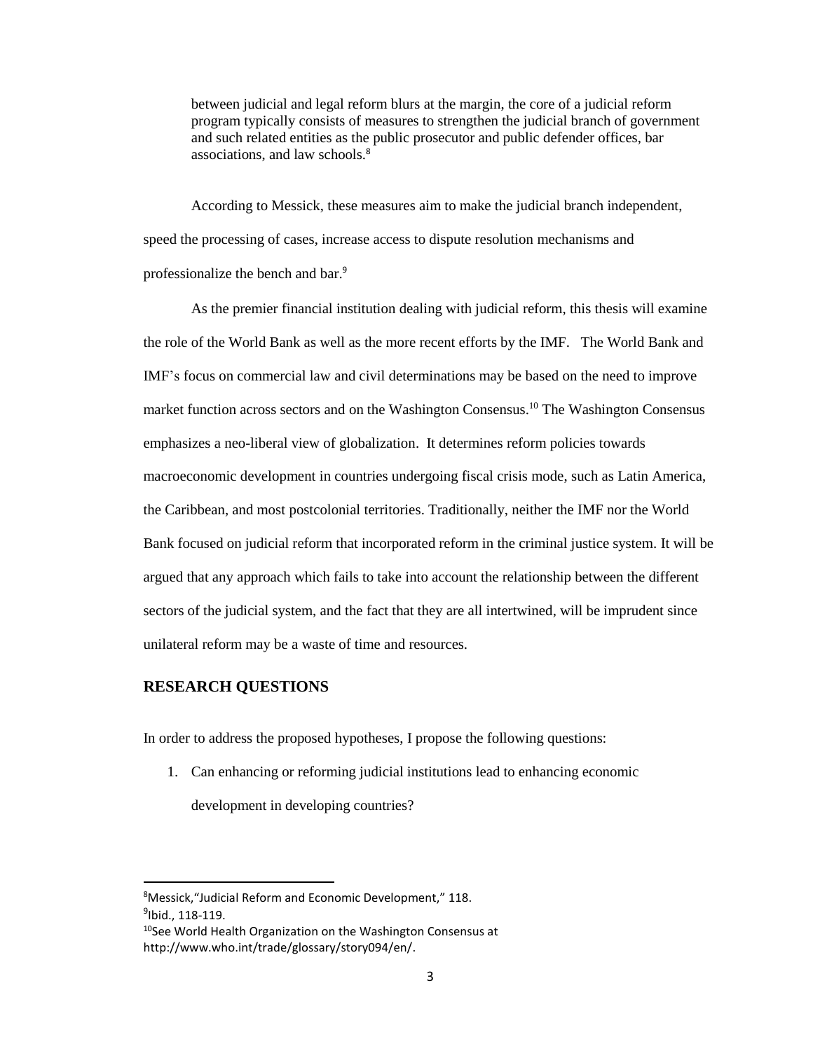> between judicial and legal reform blurs at the margin, the core of a judicial reform program typically consists of measures to strengthen the judicial branch of government and such related entities as the public prosecutor and public defender offices, bar associations, and law schools.[8]

According to Messick, these measures aim to make the judicial branch independent, speed the processing of cases, increase access to dispute resolution mechanisms and professionalize the bench and bar.[9]

As the premier financial institution dealing with judicial reform, this thesis will examine the role of the World Bank as well as the more recent efforts by the IMF. The World Bank and IMF's focus on commercial law and civil determinations may be based on the need to improve market function across sectors and on the Washington Consensus.[10] The Washington Consensus emphasizes a neo-liberal view of globalization. It determines reform policies towards macroeconomic development in countries undergoing fiscal crisis mode, such as Latin America, the Caribbean, and most postcolonial territories. Traditionally, neither the IMF nor the World Bank focused on judicial reform that incorporated reform in the criminal justice system. It will be argued that any approach which fails to take into account the relationship between the different sectors of the judicial system, and the fact that they are all intertwined, will be imprudent since unilateral reform may be a waste of time and resources.

## RESEARCH QUESTIONS

In order to address the proposed hypotheses, I propose the following questions:

1. Can enhancing or reforming judicial institutions lead to enhancing economic development in developing countries?

---

[8] Messick, "Judicial Reform and Economic Development," 118.

[9] Ibid., 118-119.

[10] See World Health Organization on the Washington Consensus at http://www.who.int/trade/glossary/story094/en/.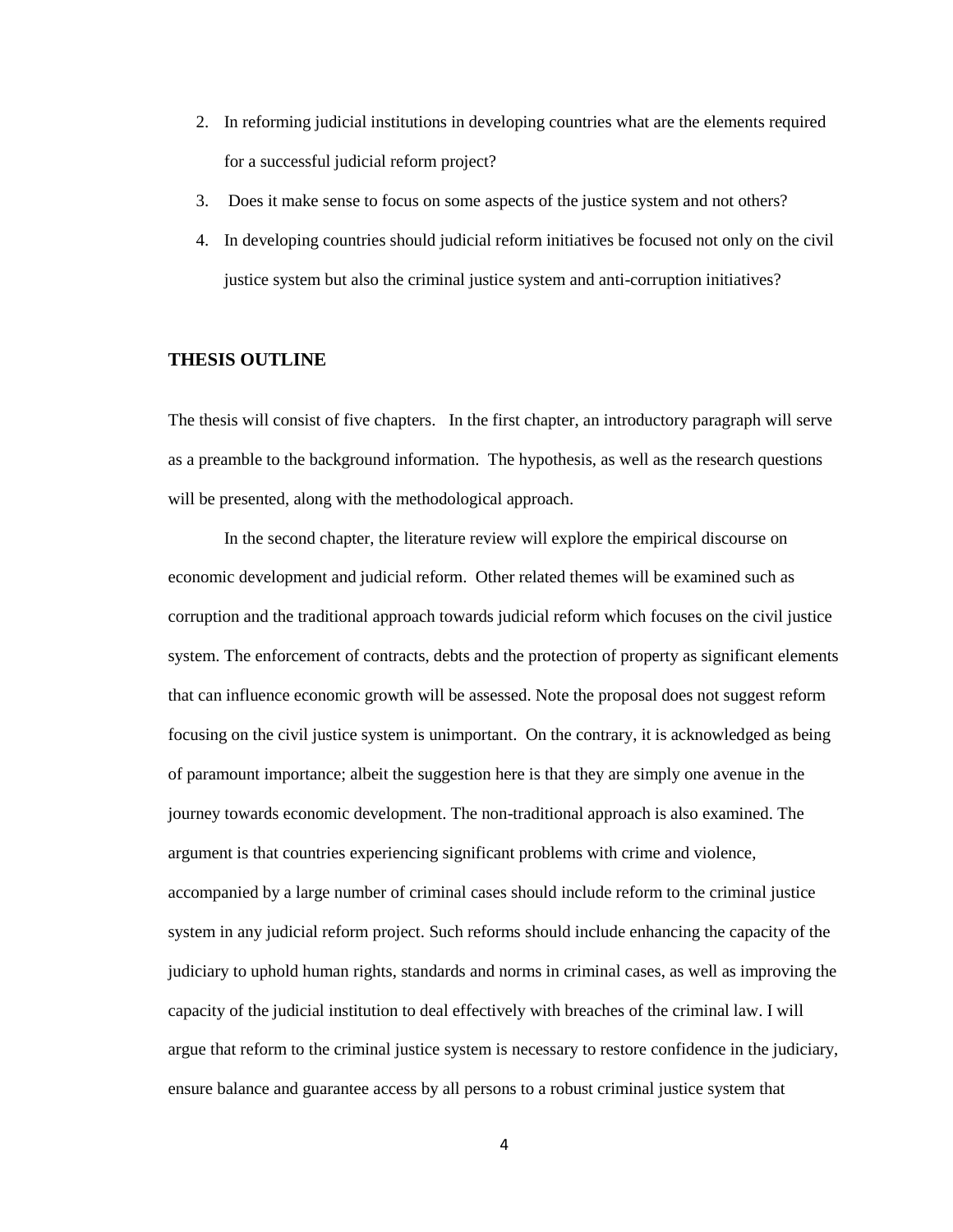2. In reforming judicial institutions in developing countries what are the elements required for a successful judicial reform project?
3. Does it make sense to focus on some aspects of the justice system and not others?
4. In developing countries should judicial reform initiatives be focused not only on the civil justice system but also the criminal justice system and anti-corruption initiatives?

## THESIS OUTLINE

The thesis will consist of five chapters. In the first chapter, an introductory paragraph will serve as a preamble to the background information. The hypothesis, as well as the research questions will be presented, along with the methodological approach.

In the second chapter, the literature review will explore the empirical discourse on economic development and judicial reform. Other related themes will be examined such as corruption and the traditional approach towards judicial reform which focuses on the civil justice system. The enforcement of contracts, debts and the protection of property as significant elements that can influence economic growth will be assessed. Note the proposal does not suggest reform focusing on the civil justice system is unimportant. On the contrary, it is acknowledged as being of paramount importance; albeit the suggestion here is that they are simply one avenue in the journey towards economic development. The non-traditional approach is also examined. The argument is that countries experiencing significant problems with crime and violence, accompanied by a large number of criminal cases should include reform to the criminal justice system in any judicial reform project. Such reforms should include enhancing the capacity of the judiciary to uphold human rights, standards and norms in criminal cases, as well as improving the capacity of the judicial institution to deal effectively with breaches of the criminal law. I will argue that reform to the criminal justice system is necessary to restore confidence in the judiciary, ensure balance and guarantee access by all persons to a robust criminal justice system that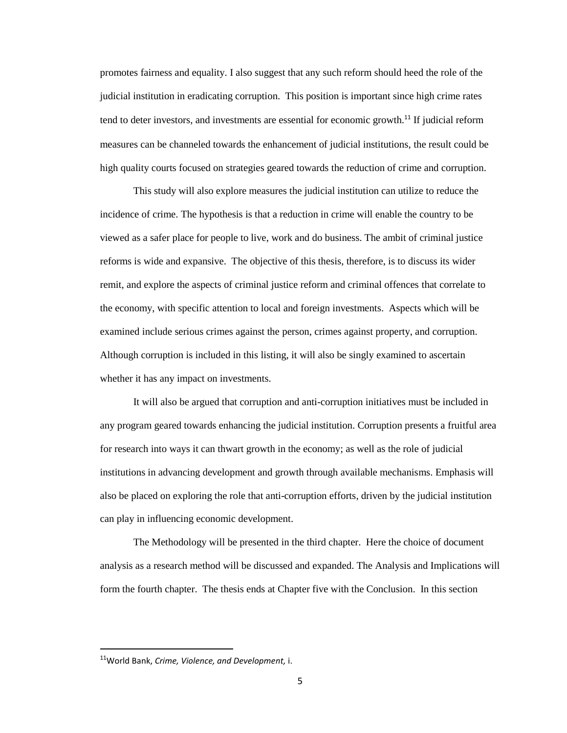promotes fairness and equality. I also suggest that any such reform should heed the role of the judicial institution in eradicating corruption. This position is important since high crime rates tend to deter investors, and investments are essential for economic growth.[11] If judicial reform measures can be channeled towards the enhancement of judicial institutions, the result could be high quality courts focused on strategies geared towards the reduction of crime and corruption.

This study will also explore measures the judicial institution can utilize to reduce the incidence of crime. The hypothesis is that a reduction in crime will enable the country to be viewed as a safer place for people to live, work and do business. The ambit of criminal justice reforms is wide and expansive. The objective of this thesis, therefore, is to discuss its wider remit, and explore the aspects of criminal justice reform and criminal offences that correlate to the economy, with specific attention to local and foreign investments. Aspects which will be examined include serious crimes against the person, crimes against property, and corruption. Although corruption is included in this listing, it will also be singly examined to ascertain whether it has any impact on investments.

It will also be argued that corruption and anti-corruption initiatives must be included in any program geared towards enhancing the judicial institution. Corruption presents a fruitful area for research into ways it can thwart growth in the economy; as well as the role of judicial institutions in advancing development and growth through available mechanisms. Emphasis will also be placed on exploring the role that anti-corruption efforts, driven by the judicial institution can play in influencing economic development.

The Methodology will be presented in the third chapter. Here the choice of document analysis as a research method will be discussed and expanded. The Analysis and Implications will form the fourth chapter. The thesis ends at Chapter five with the Conclusion. In this section

---

[11] World Bank, *Crime, Violence, and Development,* i.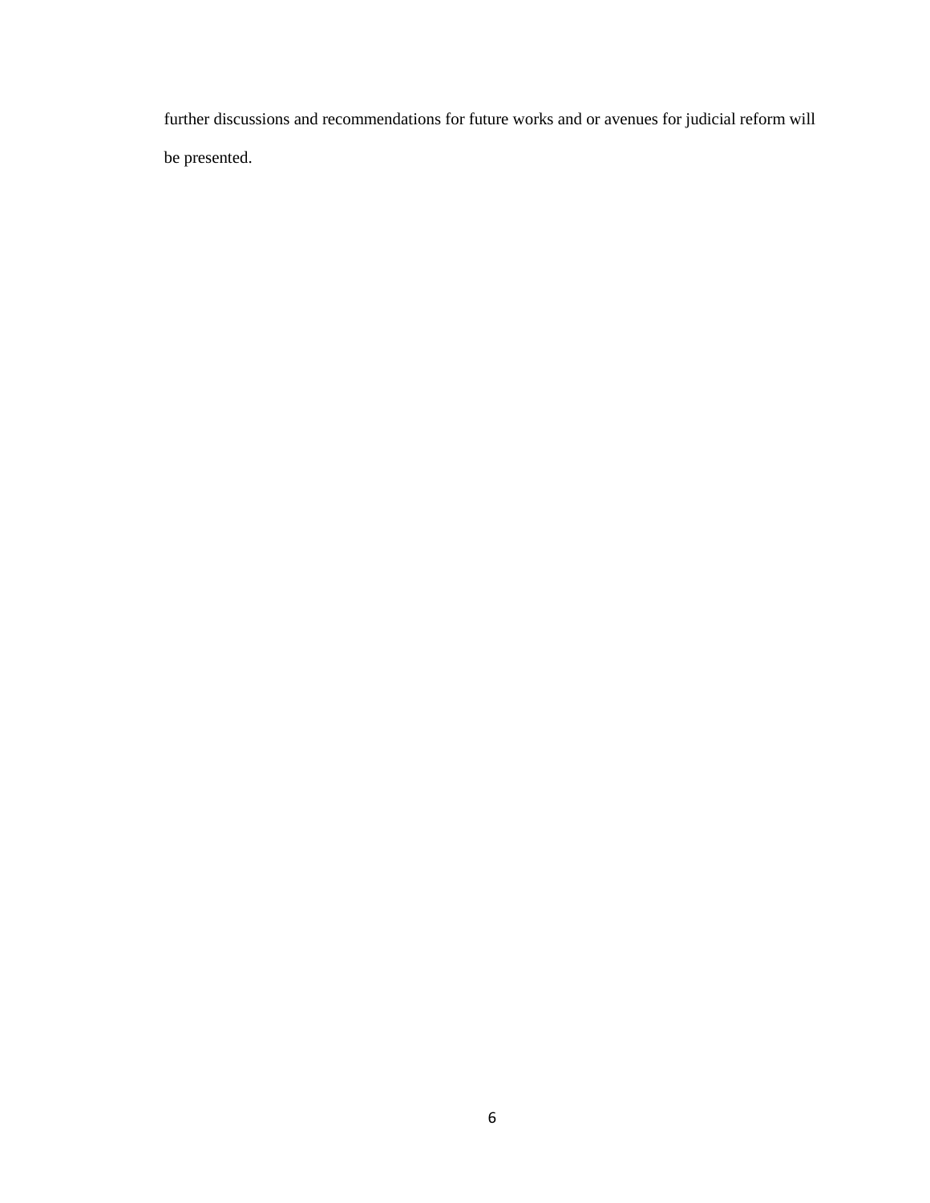further discussions and recommendations for future works and or avenues for judicial reform will be presented.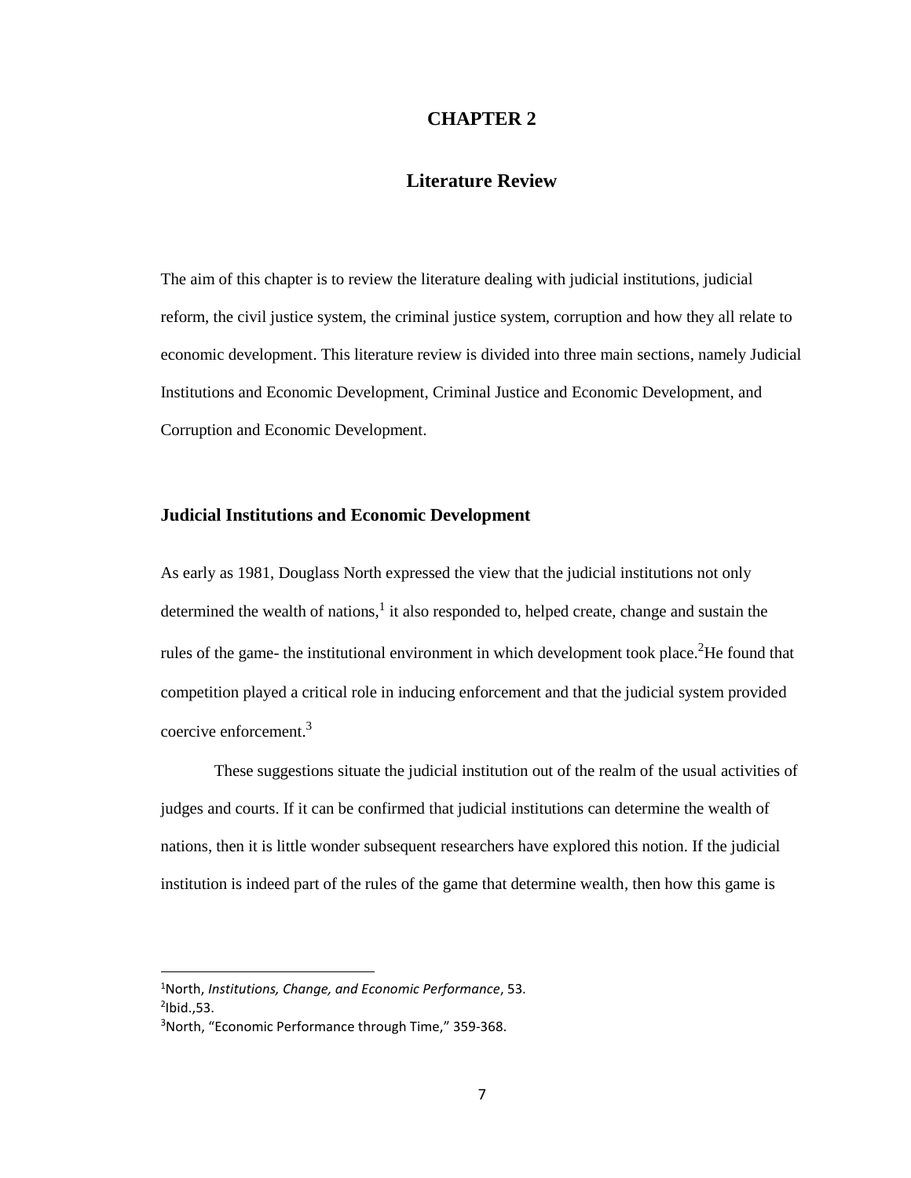# CHAPTER 2

## Literature Review

The aim of this chapter is to review the literature dealing with judicial institutions, judicial reform, the civil justice system, the criminal justice system, corruption and how they all relate to economic development. This literature review is divided into three main sections, namely Judicial Institutions and Economic Development, Criminal Justice and Economic Development, and Corruption and Economic Development.

### Judicial Institutions and Economic Development

As early as 1981, Douglass North expressed the view that the judicial institutions not only determined the wealth of nations,[1] it also responded to, helped create, change and sustain the rules of the game- the institutional environment in which development took place.[2]He found that competition played a critical role in inducing enforcement and that the judicial system provided coercive enforcement.[3]

These suggestions situate the judicial institution out of the realm of the usual activities of judges and courts. If it can be confirmed that judicial institutions can determine the wealth of nations, then it is little wonder subsequent researchers have explored this notion. If the judicial institution is indeed part of the rules of the game that determine wealth, then how this game is

---

[1]North, *Institutions, Change, and Economic Performance*, 53.
[2]Ibid.,53.
[3]North, "Economic Performance through Time," 359-368.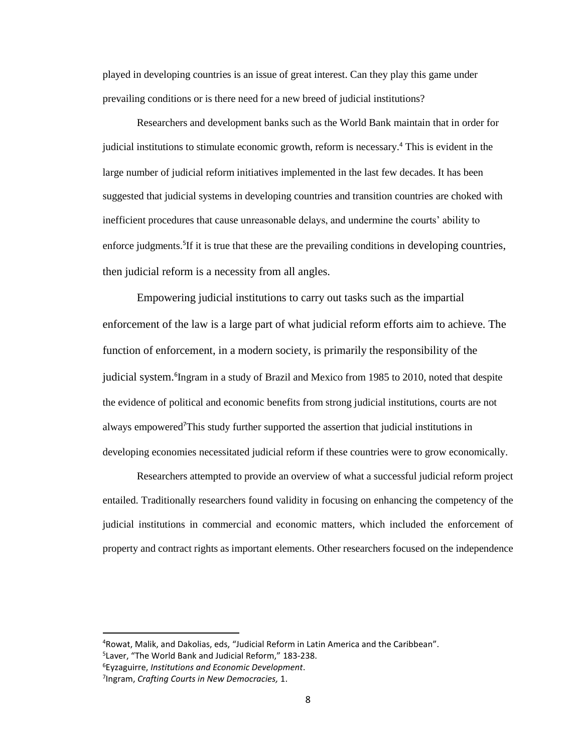played in developing countries is an issue of great interest. Can they play this game under prevailing conditions or is there need for a new breed of judicial institutions?

Researchers and development banks such as the World Bank maintain that in order for judicial institutions to stimulate economic growth, reform is necessary.[4] This is evident in the large number of judicial reform initiatives implemented in the last few decades. It has been suggested that judicial systems in developing countries and transition countries are choked with inefficient procedures that cause unreasonable delays, and undermine the courts' ability to enforce judgments.[5]If it is true that these are the prevailing conditions in developing countries, then judicial reform is a necessity from all angles.

Empowering judicial institutions to carry out tasks such as the impartial enforcement of the law is a large part of what judicial reform efforts aim to achieve. The function of enforcement, in a modern society, is primarily the responsibility of the judicial system.[6]Ingram in a study of Brazil and Mexico from 1985 to 2010, noted that despite the evidence of political and economic benefits from strong judicial institutions, courts are not always empowered[7]This study further supported the assertion that judicial institutions in developing economies necessitated judicial reform if these countries were to grow economically.

Researchers attempted to provide an overview of what a successful judicial reform project entailed. Traditionally researchers found validity in focusing on enhancing the competency of the judicial institutions in commercial and economic matters, which included the enforcement of property and contract rights as important elements. Other researchers focused on the independence

---

[4]Rowat, Malik, and Dakolias, eds, "Judicial Reform in Latin America and the Caribbean".

[5]Laver, "The World Bank and Judicial Reform," 183-238.

[6]Eyzaguirre, *Institutions and Economic Development*.

[7]Ingram, *Crafting Courts in New Democracies,* 1.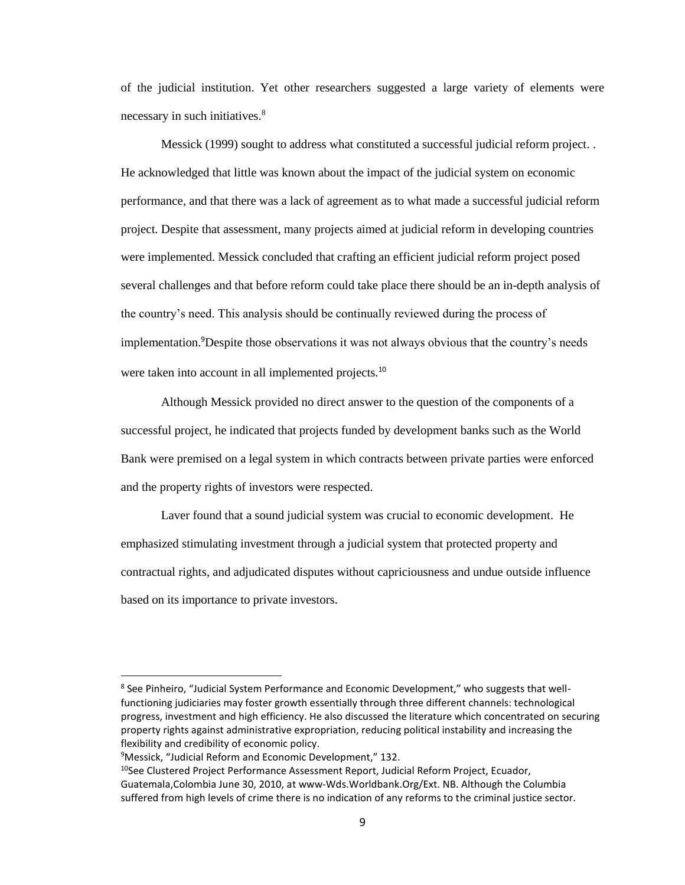of the judicial institution. Yet other researchers suggested a large variety of elements were necessary in such initiatives.[8]

Messick (1999) sought to address what constituted a successful judicial reform project. . He acknowledged that little was known about the impact of the judicial system on economic performance, and that there was a lack of agreement as to what made a successful judicial reform project. Despite that assessment, many projects aimed at judicial reform in developing countries were implemented. Messick concluded that crafting an efficient judicial reform project posed several challenges and that before reform could take place there should be an in-depth analysis of the country's need. This analysis should be continually reviewed during the process of implementation.[9]Despite those observations it was not always obvious that the country's needs were taken into account in all implemented projects.[10]

Although Messick provided no direct answer to the question of the components of a successful project, he indicated that projects funded by development banks such as the World Bank were premised on a legal system in which contracts between private parties were enforced and the property rights of investors were respected.

Laver found that a sound judicial system was crucial to economic development. He emphasized stimulating investment through a judicial system that protected property and contractual rights, and adjudicated disputes without capriciousness and undue outside influence based on its importance to private investors.

---

[8] See Pinheiro, "Judicial System Performance and Economic Development," who suggests that well-functioning judiciaries may foster growth essentially through three different channels: technological progress, investment and high efficiency. He also discussed the literature which concentrated on securing property rights against administrative expropriation, reducing political instability and increasing the flexibility and credibility of economic policy.

[9]Messick, "Judicial Reform and Economic Development," 132.

[10]See Clustered Project Performance Assessment Report, Judicial Reform Project, Ecuador, Guatemala,Colombia June 30, 2010, at www-Wds.Worldbank.Org/Ext. NB. Although the Columbia suffered from high levels of crime there is no indication of any reforms to the criminal justice sector.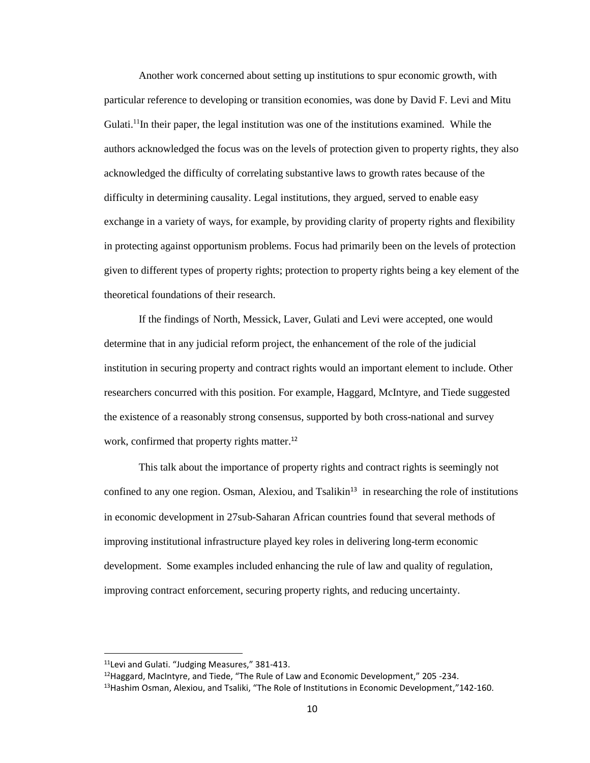Another work concerned about setting up institutions to spur economic growth, with particular reference to developing or transition economies, was done by David F. Levi and Mitu Gulati.[11]In their paper, the legal institution was one of the institutions examined. While the authors acknowledged the focus was on the levels of protection given to property rights, they also acknowledged the difficulty of correlating substantive laws to growth rates because of the difficulty in determining causality. Legal institutions, they argued, served to enable easy exchange in a variety of ways, for example, by providing clarity of property rights and flexibility in protecting against opportunism problems. Focus had primarily been on the levels of protection given to different types of property rights; protection to property rights being a key element of the theoretical foundations of their research.

If the findings of North, Messick, Laver, Gulati and Levi were accepted, one would determine that in any judicial reform project, the enhancement of the role of the judicial institution in securing property and contract rights would an important element to include. Other researchers concurred with this position. For example, Haggard, McIntyre, and Tiede suggested the existence of a reasonably strong consensus, supported by both cross-national and survey work, confirmed that property rights matter.[12]

This talk about the importance of property rights and contract rights is seemingly not confined to any one region. Osman, Alexiou, and Tsalikin[13] in researching the role of institutions in economic development in 27sub-Saharan African countries found that several methods of improving institutional infrastructure played key roles in delivering long-term economic development. Some examples included enhancing the rule of law and quality of regulation, improving contract enforcement, securing property rights, and reducing uncertainty.

---

[11]Levi and Gulati. "Judging Measures," 381-413.

[12]Haggard, MacIntyre, and Tiede, "The Rule of Law and Economic Development," 205 -234.

[13]Hashim Osman, Alexiou, and Tsaliki, "The Role of Institutions in Economic Development,"142-160.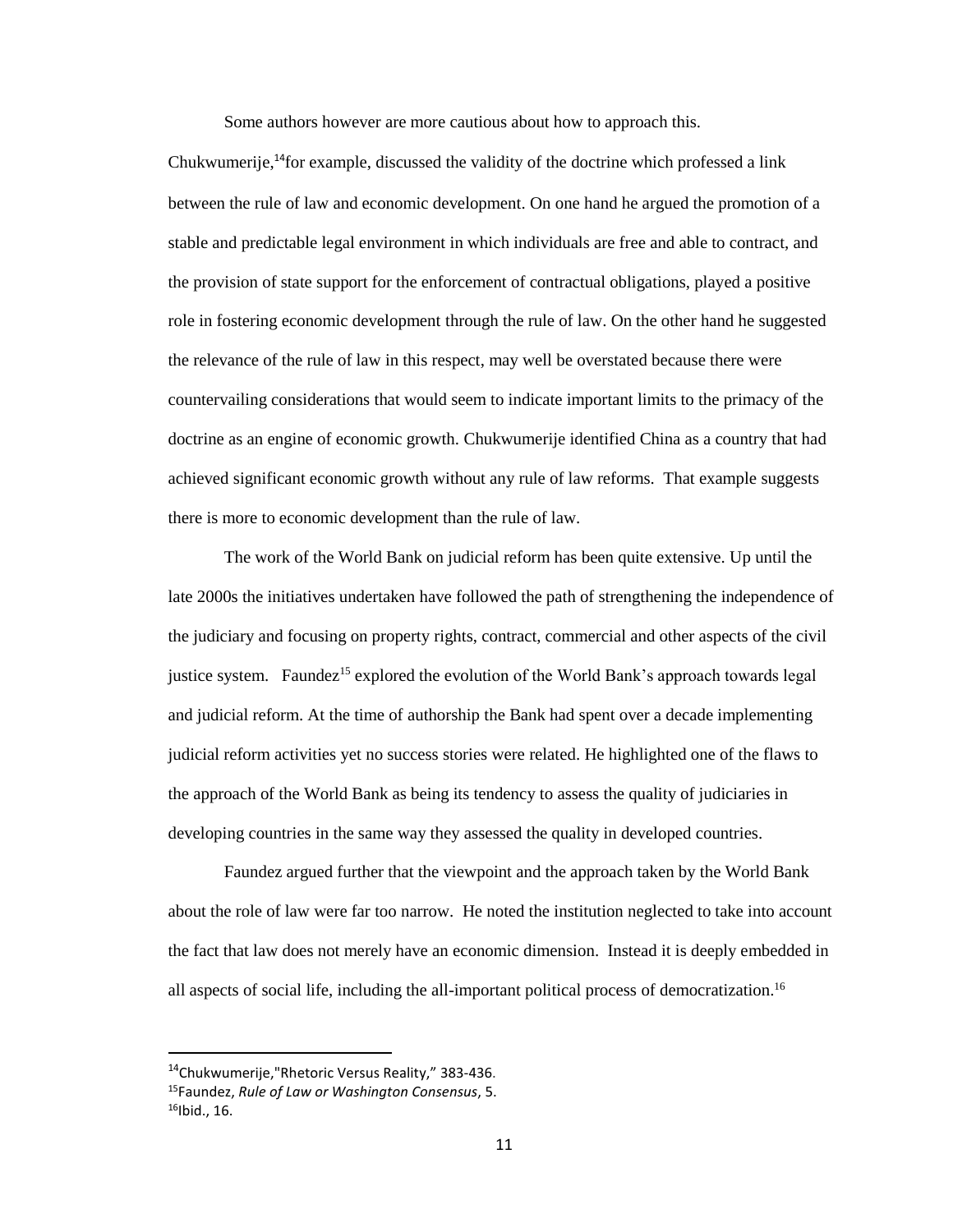Some authors however are more cautious about how to approach this. Chukwumerije,[14]for example, discussed the validity of the doctrine which professed a link between the rule of law and economic development. On one hand he argued the promotion of a stable and predictable legal environment in which individuals are free and able to contract, and the provision of state support for the enforcement of contractual obligations, played a positive role in fostering economic development through the rule of law. On the other hand he suggested the relevance of the rule of law in this respect, may well be overstated because there were countervailing considerations that would seem to indicate important limits to the primacy of the doctrine as an engine of economic growth. Chukwumerije identified China as a country that had achieved significant economic growth without any rule of law reforms. That example suggests there is more to economic development than the rule of law.

The work of the World Bank on judicial reform has been quite extensive. Up until the late 2000s the initiatives undertaken have followed the path of strengthening the independence of the judiciary and focusing on property rights, contract, commercial and other aspects of the civil justice system. Faundez[15] explored the evolution of the World Bank's approach towards legal and judicial reform. At the time of authorship the Bank had spent over a decade implementing judicial reform activities yet no success stories were related. He highlighted one of the flaws to the approach of the World Bank as being its tendency to assess the quality of judiciaries in developing countries in the same way they assessed the quality in developed countries.

Faundez argued further that the viewpoint and the approach taken by the World Bank about the role of law were far too narrow. He noted the institution neglected to take into account the fact that law does not merely have an economic dimension. Instead it is deeply embedded in all aspects of social life, including the all-important political process of democratization.[16]

---

[14]Chukwumerije,"Rhetoric Versus Reality," 383-436.

[15]Faundez, *Rule of Law or Washington Consensus*, 5.

[16]Ibid., 16.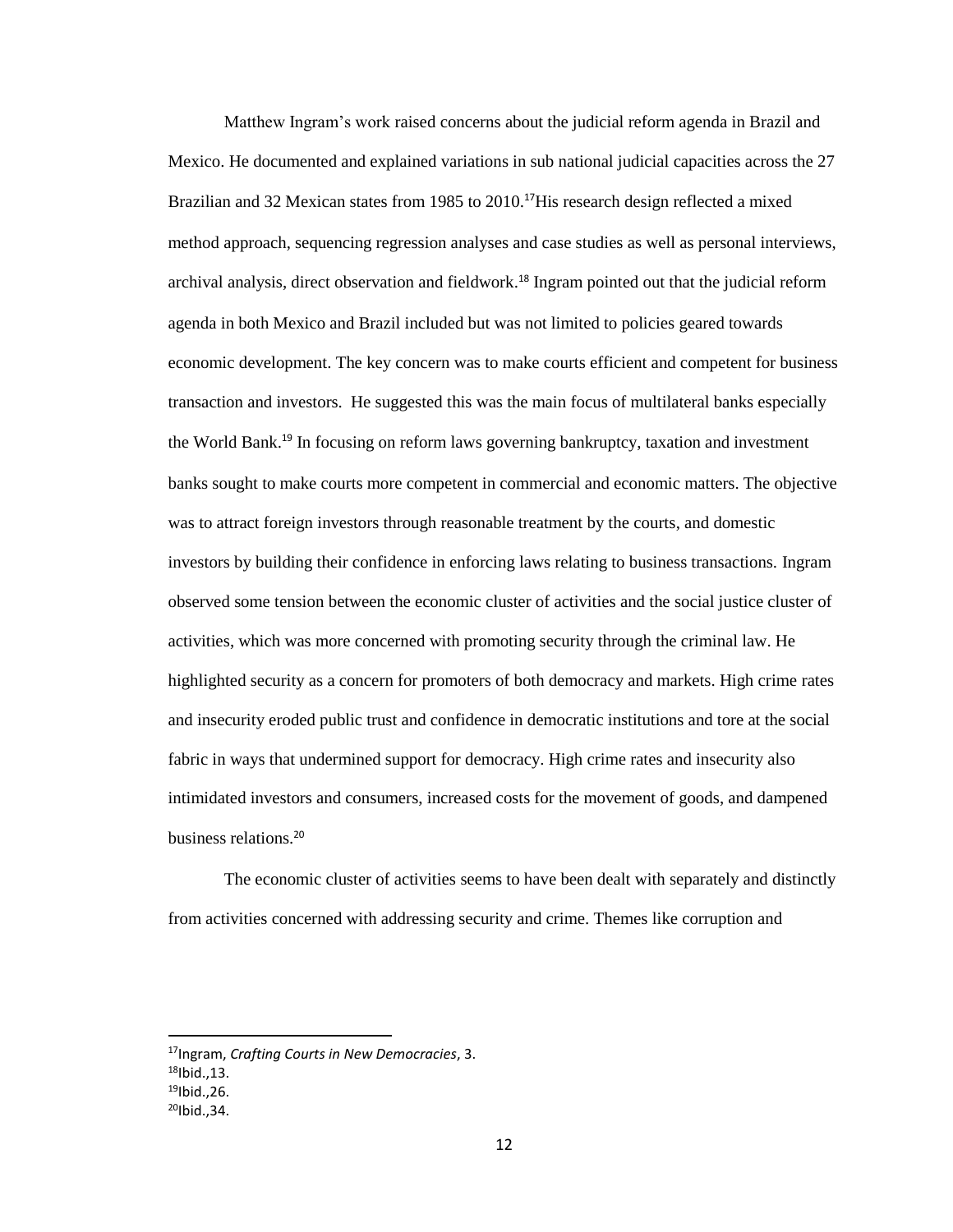Matthew Ingram's work raised concerns about the judicial reform agenda in Brazil and Mexico. He documented and explained variations in sub national judicial capacities across the 27 Brazilian and 32 Mexican states from 1985 to 2010.[17]His research design reflected a mixed method approach, sequencing regression analyses and case studies as well as personal interviews, archival analysis, direct observation and fieldwork.[18] Ingram pointed out that the judicial reform agenda in both Mexico and Brazil included but was not limited to policies geared towards economic development. The key concern was to make courts efficient and competent for business transaction and investors. He suggested this was the main focus of multilateral banks especially the World Bank.[19] In focusing on reform laws governing bankruptcy, taxation and investment banks sought to make courts more competent in commercial and economic matters. The objective was to attract foreign investors through reasonable treatment by the courts, and domestic investors by building their confidence in enforcing laws relating to business transactions. Ingram observed some tension between the economic cluster of activities and the social justice cluster of activities, which was more concerned with promoting security through the criminal law. He highlighted security as a concern for promoters of both democracy and markets. High crime rates and insecurity eroded public trust and confidence in democratic institutions and tore at the social fabric in ways that undermined support for democracy. High crime rates and insecurity also intimidated investors and consumers, increased costs for the movement of goods, and dampened business relations.[20]

The economic cluster of activities seems to have been dealt with separately and distinctly from activities concerned with addressing security and crime. Themes like corruption and

---

[17]Ingram, *Crafting Courts in New Democracies*, 3.
[18]Ibid.,13.
[19]Ibid.,26.
[20]Ibid.,34.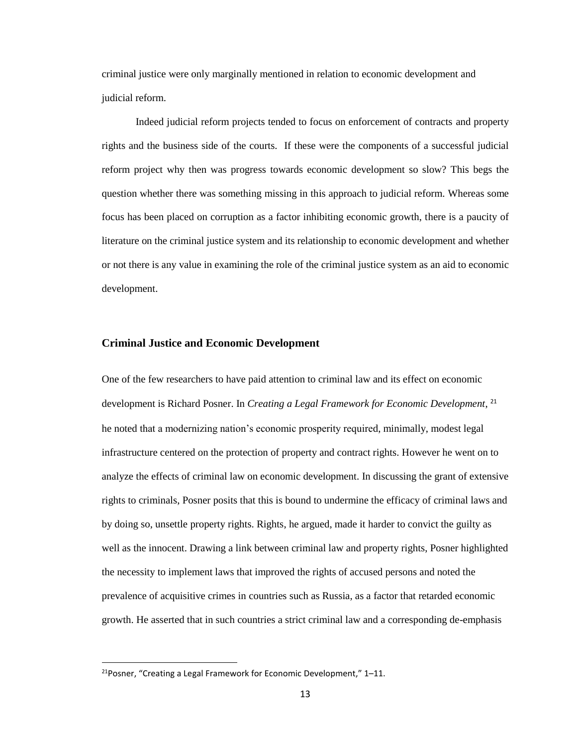criminal justice were only marginally mentioned in relation to economic development and judicial reform.

Indeed judicial reform projects tended to focus on enforcement of contracts and property rights and the business side of the courts. If these were the components of a successful judicial reform project why then was progress towards economic development so slow? This begs the question whether there was something missing in this approach to judicial reform. Whereas some focus has been placed on corruption as a factor inhibiting economic growth, there is a paucity of literature on the criminal justice system and its relationship to economic development and whether or not there is any value in examining the role of the criminal justice system as an aid to economic development.

### Criminal Justice and Economic Development

One of the few researchers to have paid attention to criminal law and its effect on economic development is Richard Posner. In *Creating a Legal Framework for Economic Development*, [21] he noted that a modernizing nation's economic prosperity required, minimally, modest legal infrastructure centered on the protection of property and contract rights. However he went on to analyze the effects of criminal law on economic development. In discussing the grant of extensive rights to criminals, Posner posits that this is bound to undermine the efficacy of criminal laws and by doing so, unsettle property rights. Rights, he argued, made it harder to convict the guilty as well as the innocent. Drawing a link between criminal law and property rights, Posner highlighted the necessity to implement laws that improved the rights of accused persons and noted the prevalence of acquisitive crimes in countries such as Russia, as a factor that retarded economic growth. He asserted that in such countries a strict criminal law and a corresponding de-emphasis

[21] Posner, "Creating a Legal Framework for Economic Development," 1–11.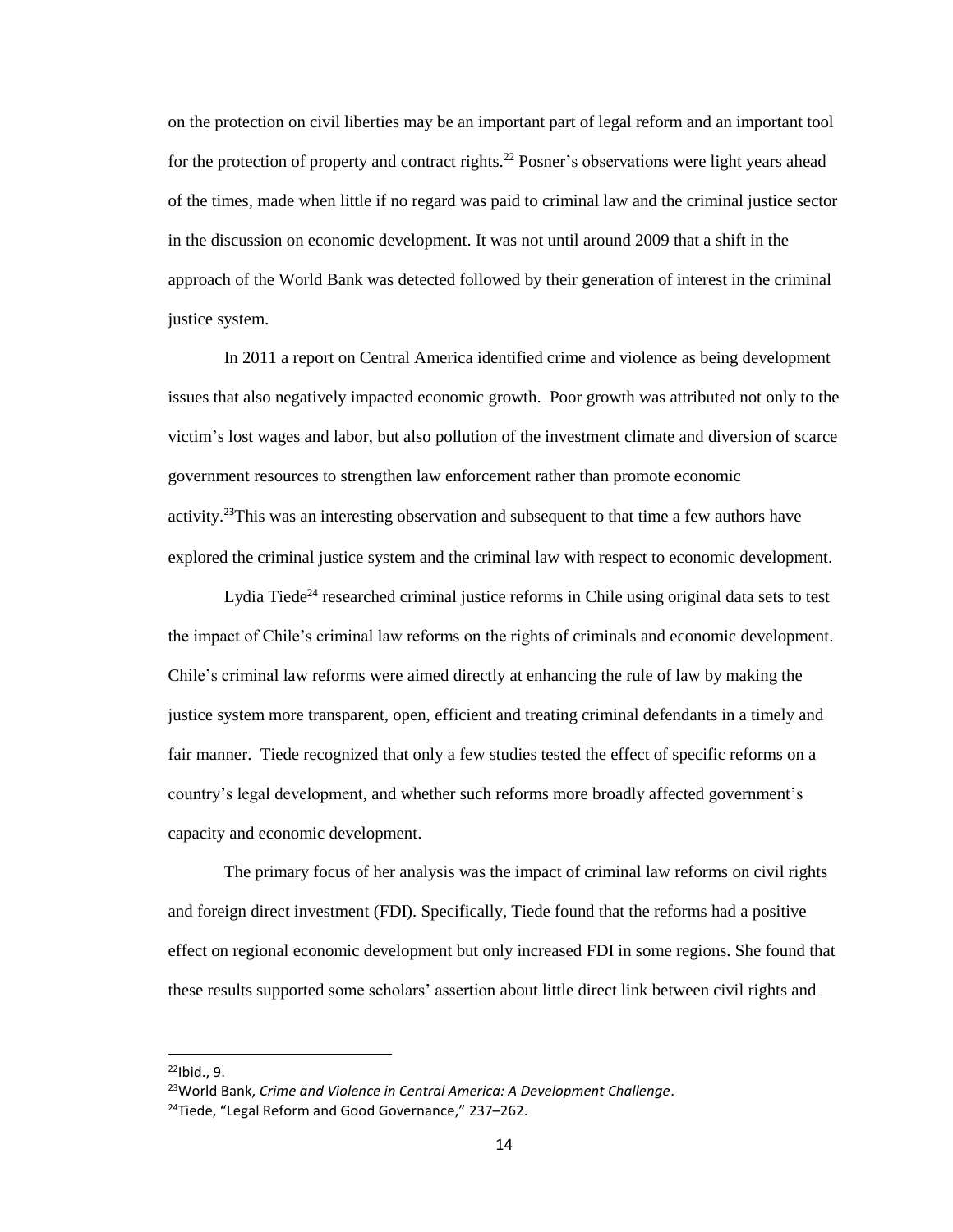on the protection on civil liberties may be an important part of legal reform and an important tool for the protection of property and contract rights.[22] Posner's observations were light years ahead of the times, made when little if no regard was paid to criminal law and the criminal justice sector in the discussion on economic development. It was not until around 2009 that a shift in the approach of the World Bank was detected followed by their generation of interest in the criminal justice system.

In 2011 a report on Central America identified crime and violence as being development issues that also negatively impacted economic growth. Poor growth was attributed not only to the victim's lost wages and labor, but also pollution of the investment climate and diversion of scarce government resources to strengthen law enforcement rather than promote economic activity.[23]This was an interesting observation and subsequent to that time a few authors have explored the criminal justice system and the criminal law with respect to economic development.

Lydia Tiede[24] researched criminal justice reforms in Chile using original data sets to test the impact of Chile's criminal law reforms on the rights of criminals and economic development. Chile's criminal law reforms were aimed directly at enhancing the rule of law by making the justice system more transparent, open, efficient and treating criminal defendants in a timely and fair manner. Tiede recognized that only a few studies tested the effect of specific reforms on a country's legal development, and whether such reforms more broadly affected government's capacity and economic development.

The primary focus of her analysis was the impact of criminal law reforms on civil rights and foreign direct investment (FDI). Specifically, Tiede found that the reforms had a positive effect on regional economic development but only increased FDI in some regions. She found that these results supported some scholars' assertion about little direct link between civil rights and

---

[22]Ibid., 9.

[23]World Bank, *Crime and Violence in Central America: A Development Challenge*.

[24]Tiede, "Legal Reform and Good Governance," 237–262.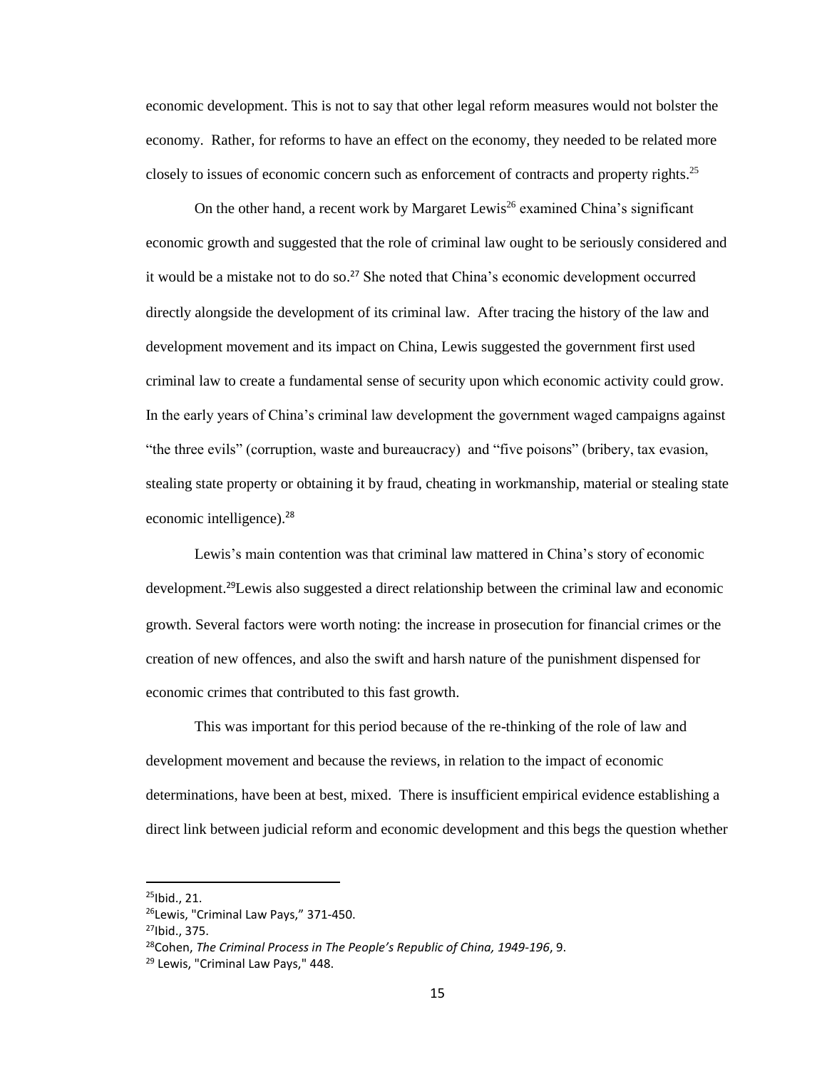economic development. This is not to say that other legal reform measures would not bolster the economy. Rather, for reforms to have an effect on the economy, they needed to be related more closely to issues of economic concern such as enforcement of contracts and property rights.[25]

On the other hand, a recent work by Margaret Lewis[26] examined China's significant economic growth and suggested that the role of criminal law ought to be seriously considered and it would be a mistake not to do so.[27] She noted that China's economic development occurred directly alongside the development of its criminal law. After tracing the history of the law and development movement and its impact on China, Lewis suggested the government first used criminal law to create a fundamental sense of security upon which economic activity could grow. In the early years of China's criminal law development the government waged campaigns against "the three evils" (corruption, waste and bureaucracy) and "five poisons" (bribery, tax evasion, stealing state property or obtaining it by fraud, cheating in workmanship, material or stealing state economic intelligence).[28]

Lewis's main contention was that criminal law mattered in China's story of economic development.[29]Lewis also suggested a direct relationship between the criminal law and economic growth. Several factors were worth noting: the increase in prosecution for financial crimes or the creation of new offences, and also the swift and harsh nature of the punishment dispensed for economic crimes that contributed to this fast growth.

This was important for this period because of the re-thinking of the role of law and development movement and because the reviews, in relation to the impact of economic determinations, have been at best, mixed. There is insufficient empirical evidence establishing a direct link between judicial reform and economic development and this begs the question whether

---

[25]Ibid., 21.

[26]Lewis, "Criminal Law Pays," 371-450.

[27]Ibid., 375.

[28]Cohen, *The Criminal Process in The People's Republic of China, 1949-196*, 9.

[29] Lewis, "Criminal Law Pays," 448.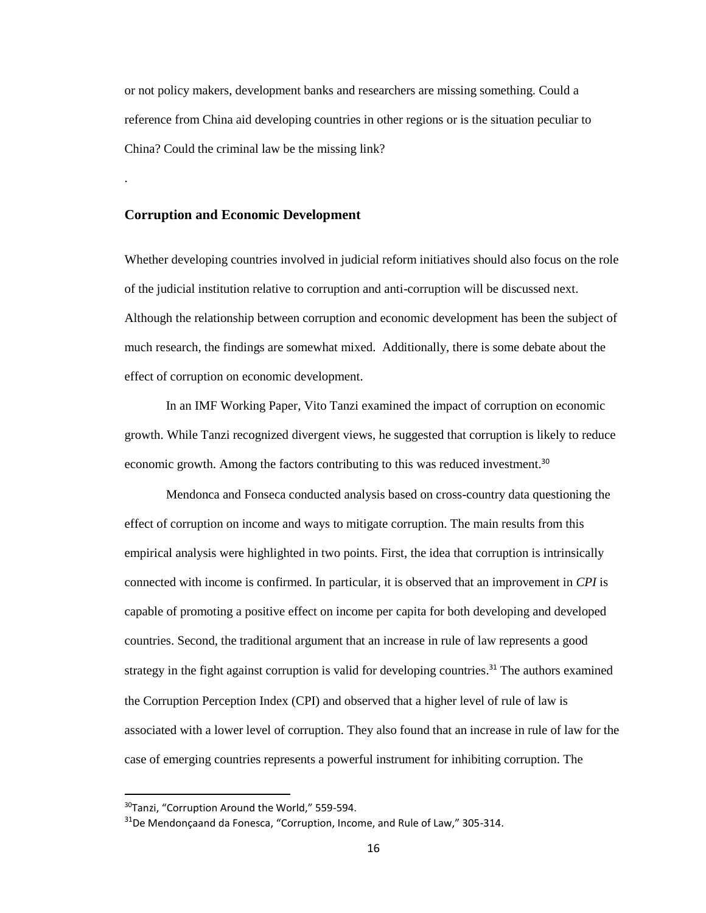or not policy makers, development banks and researchers are missing something. Could a reference from China aid developing countries in other regions or is the situation peculiar to China? Could the criminal law be the missing link?

.

## Corruption and Economic Development

Whether developing countries involved in judicial reform initiatives should also focus on the role of the judicial institution relative to corruption and anti-corruption will be discussed next. Although the relationship between corruption and economic development has been the subject of much research, the findings are somewhat mixed. Additionally, there is some debate about the effect of corruption on economic development.

In an IMF Working Paper, Vito Tanzi examined the impact of corruption on economic growth. While Tanzi recognized divergent views, he suggested that corruption is likely to reduce economic growth. Among the factors contributing to this was reduced investment.[30]

Mendonca and Fonseca conducted analysis based on cross-country data questioning the effect of corruption on income and ways to mitigate corruption. The main results from this empirical analysis were highlighted in two points. First, the idea that corruption is intrinsically connected with income is confirmed. In particular, it is observed that an improvement in *CPI* is capable of promoting a positive effect on income per capita for both developing and developed countries. Second, the traditional argument that an increase in rule of law represents a good strategy in the fight against corruption is valid for developing countries.[31] The authors examined the Corruption Perception Index (CPI) and observed that a higher level of rule of law is associated with a lower level of corruption. They also found that an increase in rule of law for the case of emerging countries represents a powerful instrument for inhibiting corruption. The

---

[30]Tanzi, "Corruption Around the World," 559-594.

[31]De Mendonçaand da Fonesca, "Corruption, Income, and Rule of Law," 305-314.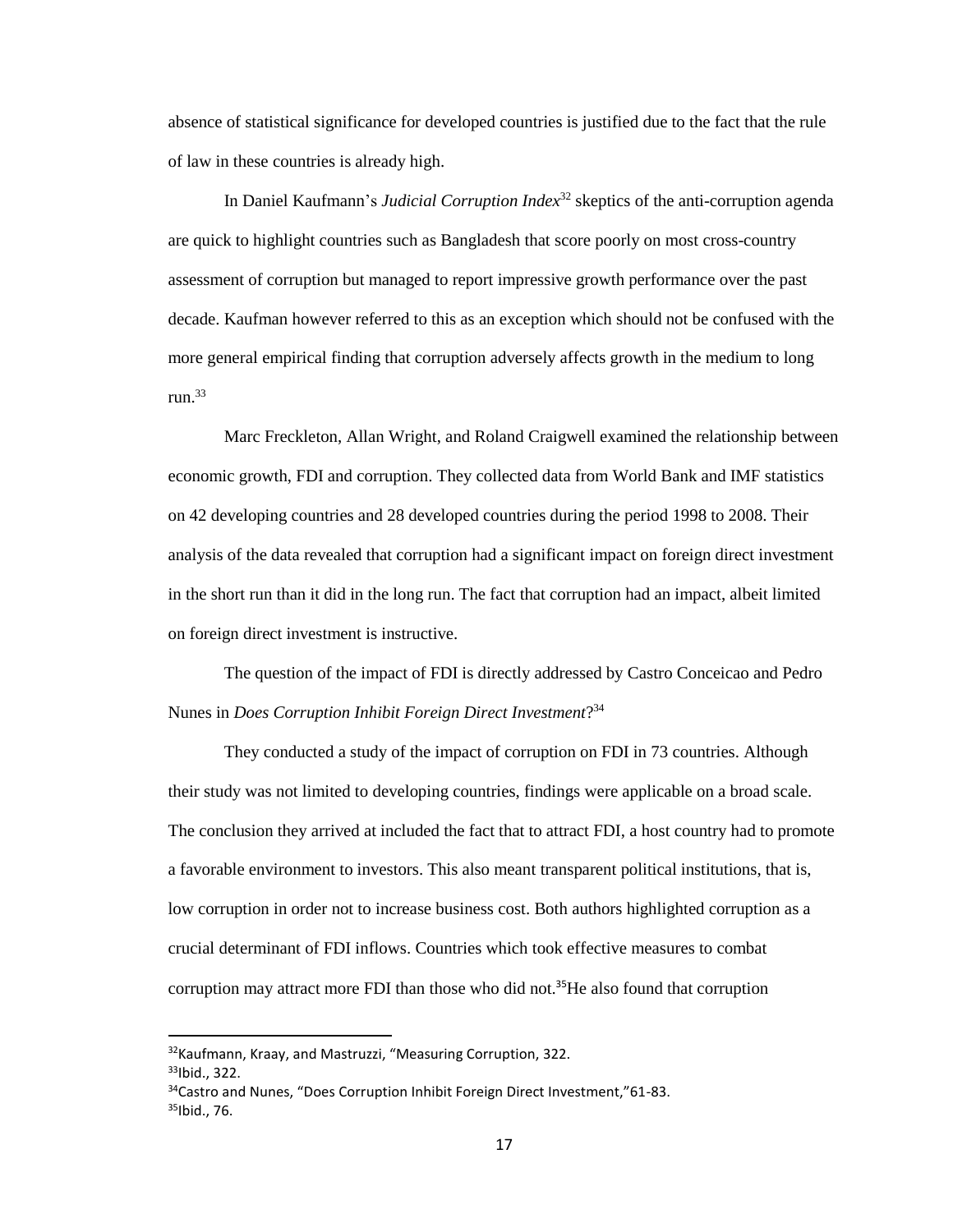absence of statistical significance for developed countries is justified due to the fact that the rule of law in these countries is already high.

In Daniel Kaufmann's *Judicial Corruption Index*[32] skeptics of the anti-corruption agenda are quick to highlight countries such as Bangladesh that score poorly on most cross-country assessment of corruption but managed to report impressive growth performance over the past decade. Kaufman however referred to this as an exception which should not be confused with the more general empirical finding that corruption adversely affects growth in the medium to long run.[33]

Marc Freckleton, Allan Wright, and Roland Craigwell examined the relationship between economic growth, FDI and corruption. They collected data from World Bank and IMF statistics on 42 developing countries and 28 developed countries during the period 1998 to 2008. Their analysis of the data revealed that corruption had a significant impact on foreign direct investment in the short run than it did in the long run. The fact that corruption had an impact, albeit limited on foreign direct investment is instructive.

The question of the impact of FDI is directly addressed by Castro Conceicao and Pedro Nunes in *Does Corruption Inhibit Foreign Direct Investment?*[34]

They conducted a study of the impact of corruption on FDI in 73 countries. Although their study was not limited to developing countries, findings were applicable on a broad scale. The conclusion they arrived at included the fact that to attract FDI, a host country had to promote a favorable environment to investors. This also meant transparent political institutions, that is, low corruption in order not to increase business cost. Both authors highlighted corruption as a crucial determinant of FDI inflows. Countries which took effective measures to combat corruption may attract more FDI than those who did not.[35]He also found that corruption

---

[32]Kaufmann, Kraay, and Mastruzzi, "Measuring Corruption, 322.

[33]Ibid., 322.

[34]Castro and Nunes, "Does Corruption Inhibit Foreign Direct Investment,"61-83.

[35]Ibid., 76.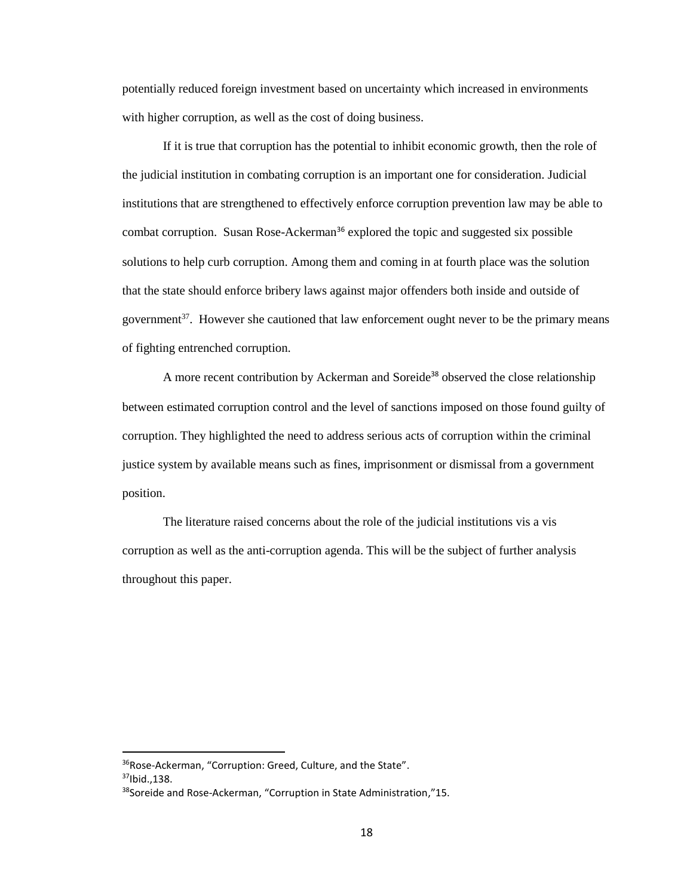potentially reduced foreign investment based on uncertainty which increased in environments with higher corruption, as well as the cost of doing business.

If it is true that corruption has the potential to inhibit economic growth, then the role of the judicial institution in combating corruption is an important one for consideration. Judicial institutions that are strengthened to effectively enforce corruption prevention law may be able to combat corruption. Susan Rose-Ackerman[36] explored the topic and suggested six possible solutions to help curb corruption. Among them and coming in at fourth place was the solution that the state should enforce bribery laws against major offenders both inside and outside of government[37]. However she cautioned that law enforcement ought never to be the primary means of fighting entrenched corruption.

A more recent contribution by Ackerman and Soreide[38] observed the close relationship between estimated corruption control and the level of sanctions imposed on those found guilty of corruption. They highlighted the need to address serious acts of corruption within the criminal justice system by available means such as fines, imprisonment or dismissal from a government position.

The literature raised concerns about the role of the judicial institutions vis a vis corruption as well as the anti-corruption agenda. This will be the subject of further analysis throughout this paper.

---

[36]Rose-Ackerman, "Corruption: Greed, Culture, and the State".
[37]Ibid.,138.
[38]Soreide and Rose-Ackerman, "Corruption in State Administration,"15.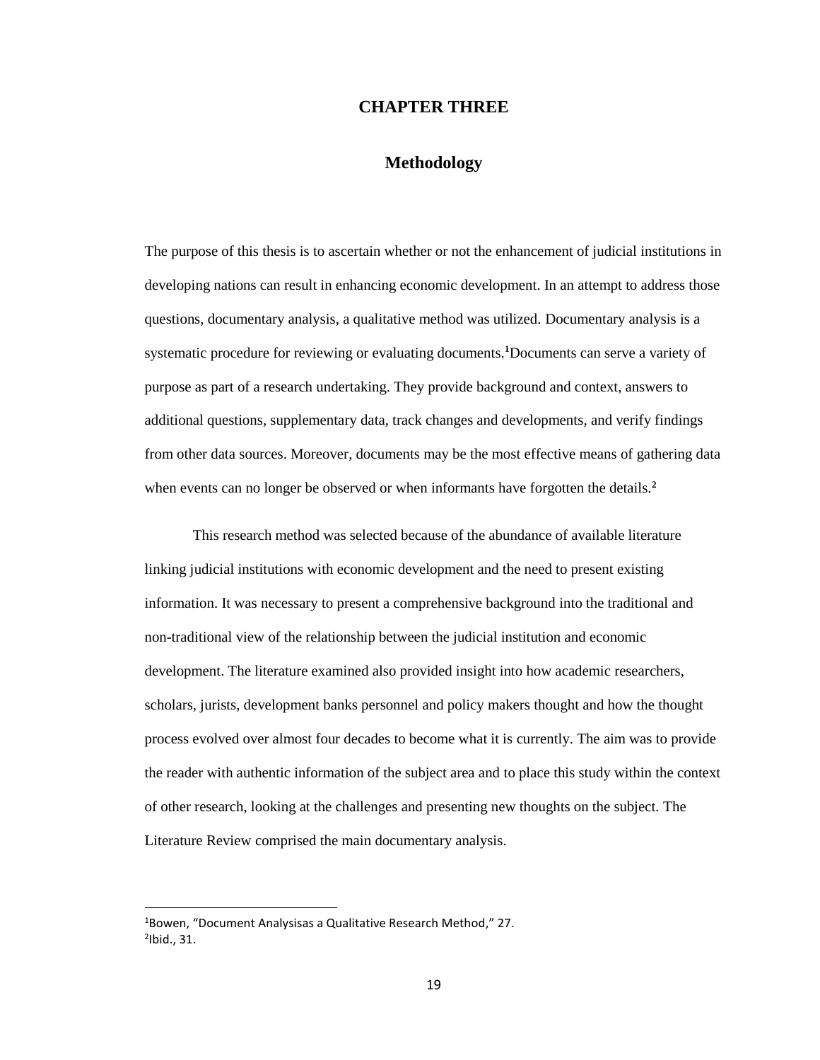# CHAPTER THREE

## Methodology

The purpose of this thesis is to ascertain whether or not the enhancement of judicial institutions in developing nations can result in enhancing economic development. In an attempt to address those questions, documentary analysis, a qualitative method was utilized. Documentary analysis is a systematic procedure for reviewing or evaluating documents.[1]Documents can serve a variety of purpose as part of a research undertaking. They provide background and context, answers to additional questions, supplementary data, track changes and developments, and verify findings from other data sources. Moreover, documents may be the most effective means of gathering data when events can no longer be observed or when informants have forgotten the details.[2]

This research method was selected because of the abundance of available literature linking judicial institutions with economic development and the need to present existing information. It was necessary to present a comprehensive background into the traditional and non-traditional view of the relationship between the judicial institution and economic development. The literature examined also provided insight into how academic researchers, scholars, jurists, development banks personnel and policy makers thought and how the thought process evolved over almost four decades to become what it is currently. The aim was to provide the reader with authentic information of the subject area and to place this study within the context of other research, looking at the challenges and presenting new thoughts on the subject. The Literature Review comprised the main documentary analysis.

---

[1]Bowen, "Document Analysisas a Qualitative Research Method," 27.
[2]Ibid., 31.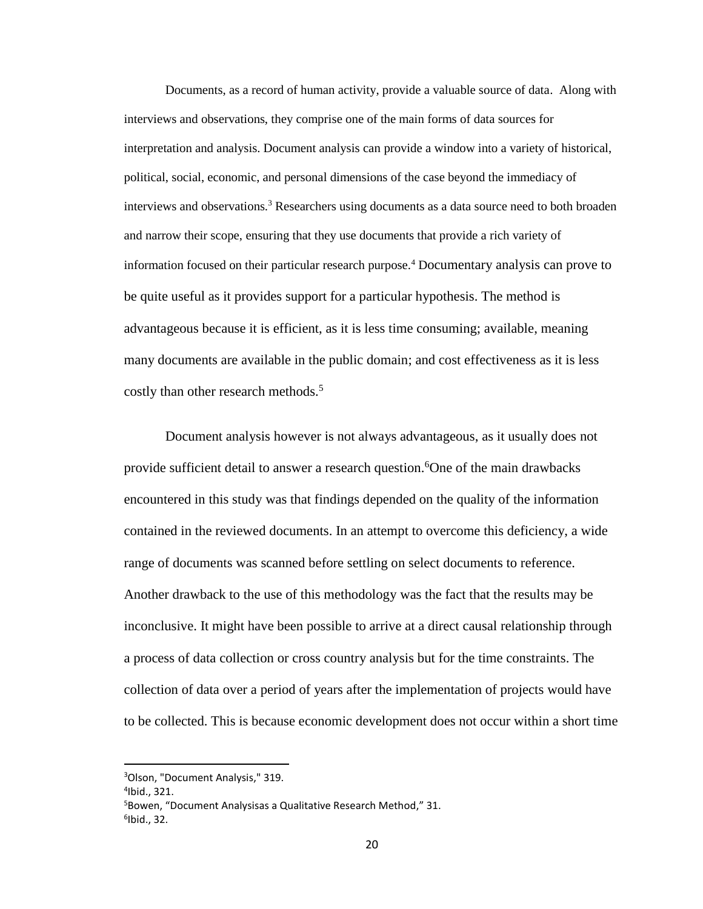Documents, as a record of human activity, provide a valuable source of data. Along with interviews and observations, they comprise one of the main forms of data sources for interpretation and analysis. Document analysis can provide a window into a variety of historical, political, social, economic, and personal dimensions of the case beyond the immediacy of interviews and observations.[3] Researchers using documents as a data source need to both broaden and narrow their scope, ensuring that they use documents that provide a rich variety of information focused on their particular research purpose.[4] Documentary analysis can prove to be quite useful as it provides support for a particular hypothesis. The method is advantageous because it is efficient, as it is less time consuming; available, meaning many documents are available in the public domain; and cost effectiveness as it is less costly than other research methods.[5]

Document analysis however is not always advantageous, as it usually does not provide sufficient detail to answer a research question.[6]One of the main drawbacks encountered in this study was that findings depended on the quality of the information contained in the reviewed documents. In an attempt to overcome this deficiency, a wide range of documents was scanned before settling on select documents to reference. Another drawback to the use of this methodology was the fact that the results may be inconclusive. It might have been possible to arrive at a direct causal relationship through a process of data collection or cross country analysis but for the time constraints. The collection of data over a period of years after the implementation of projects would have to be collected. This is because economic development does not occur within a short time

---

[3]Olson, "Document Analysis," 319.

[4]Ibid., 321.

[5]Bowen, "Document Analysisas a Qualitative Research Method," 31.

[6]Ibid., 32.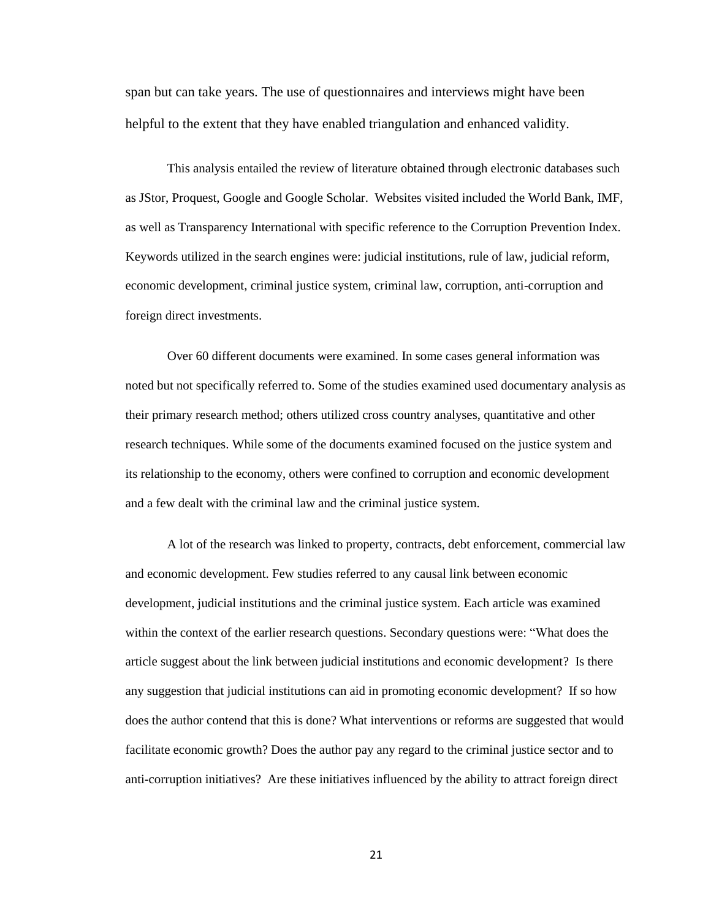span but can take years. The use of questionnaires and interviews might have been helpful to the extent that they have enabled triangulation and enhanced validity.

This analysis entailed the review of literature obtained through electronic databases such as JStor, Proquest, Google and Google Scholar. Websites visited included the World Bank, IMF, as well as Transparency International with specific reference to the Corruption Prevention Index. Keywords utilized in the search engines were: judicial institutions, rule of law, judicial reform, economic development, criminal justice system, criminal law, corruption, anti-corruption and foreign direct investments.

Over 60 different documents were examined. In some cases general information was noted but not specifically referred to. Some of the studies examined used documentary analysis as their primary research method; others utilized cross country analyses, quantitative and other research techniques. While some of the documents examined focused on the justice system and its relationship to the economy, others were confined to corruption and economic development and a few dealt with the criminal law and the criminal justice system.

A lot of the research was linked to property, contracts, debt enforcement, commercial law and economic development. Few studies referred to any causal link between economic development, judicial institutions and the criminal justice system. Each article was examined within the context of the earlier research questions. Secondary questions were: "What does the article suggest about the link between judicial institutions and economic development? Is there any suggestion that judicial institutions can aid in promoting economic development? If so how does the author contend that this is done? What interventions or reforms are suggested that would facilitate economic growth? Does the author pay any regard to the criminal justice sector and to anti-corruption initiatives? Are these initiatives influenced by the ability to attract foreign direct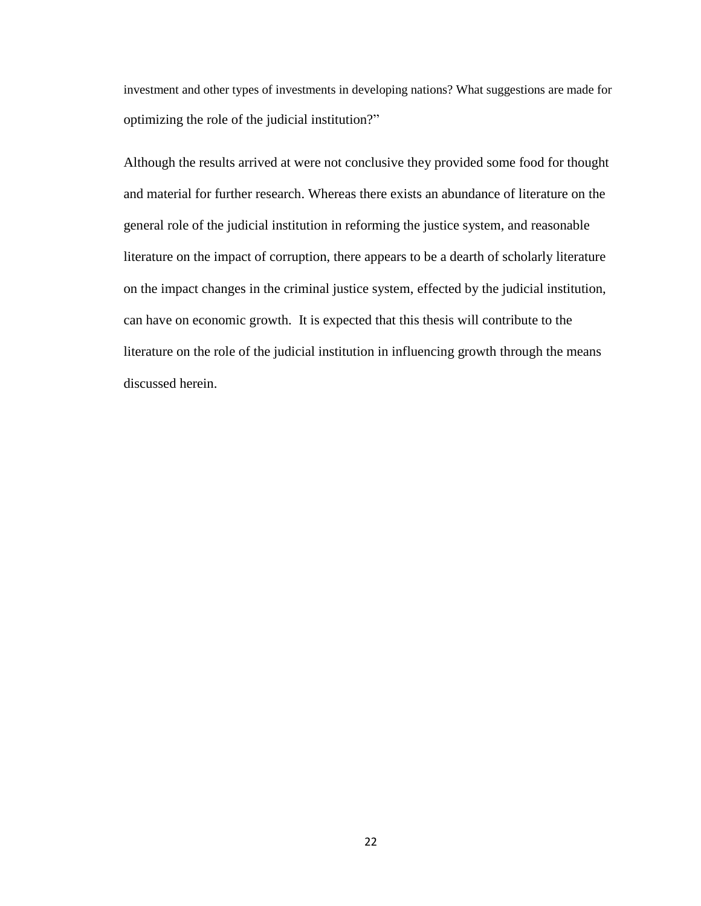investment and other types of investments in developing nations? What suggestions are made for optimizing the role of the judicial institution?"

Although the results arrived at were not conclusive they provided some food for thought and material for further research. Whereas there exists an abundance of literature on the general role of the judicial institution in reforming the justice system, and reasonable literature on the impact of corruption, there appears to be a dearth of scholarly literature on the impact changes in the criminal justice system, effected by the judicial institution, can have on economic growth.  It is expected that this thesis will contribute to the literature on the role of the judicial institution in influencing growth through the means discussed herein.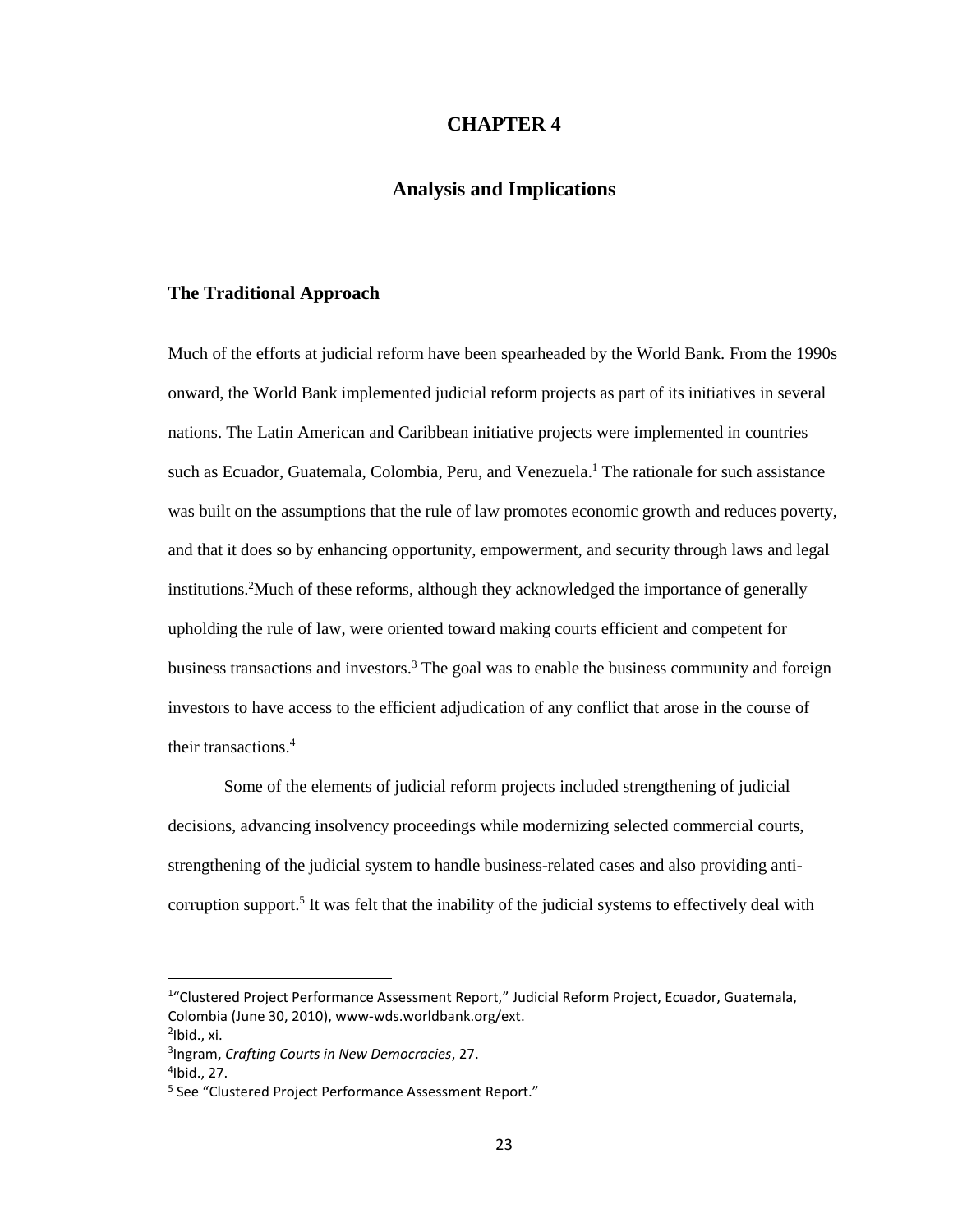# CHAPTER 4

## Analysis and Implications

### The Traditional Approach

Much of the efforts at judicial reform have been spearheaded by the World Bank. From the 1990s onward, the World Bank implemented judicial reform projects as part of its initiatives in several nations. The Latin American and Caribbean initiative projects were implemented in countries such as Ecuador, Guatemala, Colombia, Peru, and Venezuela.[1] The rationale for such assistance was built on the assumptions that the rule of law promotes economic growth and reduces poverty, and that it does so by enhancing opportunity, empowerment, and security through laws and legal institutions.[2]Much of these reforms, although they acknowledged the importance of generally upholding the rule of law, were oriented toward making courts efficient and competent for business transactions and investors.[3] The goal was to enable the business community and foreign investors to have access to the efficient adjudication of any conflict that arose in the course of their transactions.[4]

Some of the elements of judicial reform projects included strengthening of judicial decisions, advancing insolvency proceedings while modernizing selected commercial courts, strengthening of the judicial system to handle business-related cases and also providing anti-corruption support.[5] It was felt that the inability of the judicial systems to effectively deal with

---

[1]"Clustered Project Performance Assessment Report," Judicial Reform Project, Ecuador, Guatemala, Colombia (June 30, 2010), www-wds.worldbank.org/ext.

[2]Ibid., xi.

[3]Ingram, *Crafting Courts in New Democracies*, 27.

[4]Ibid., 27.

[5] See "Clustered Project Performance Assessment Report."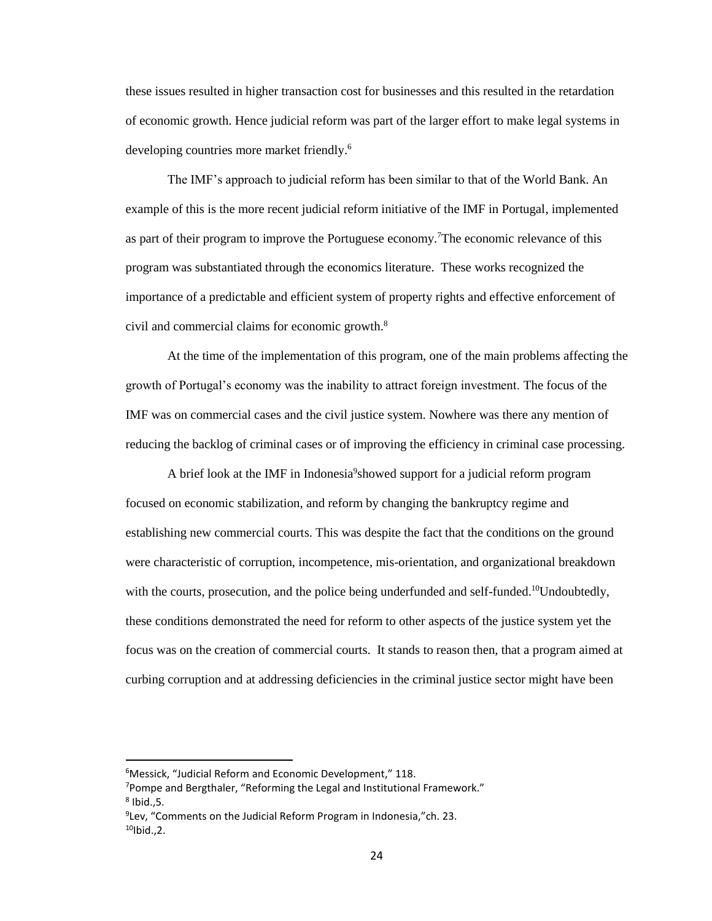these issues resulted in higher transaction cost for businesses and this resulted in the retardation of economic growth. Hence judicial reform was part of the larger effort to make legal systems in developing countries more market friendly.[6]

The IMF's approach to judicial reform has been similar to that of the World Bank. An example of this is the more recent judicial reform initiative of the IMF in Portugal, implemented as part of their program to improve the Portuguese economy.[7]The economic relevance of this program was substantiated through the economics literature. These works recognized the importance of a predictable and efficient system of property rights and effective enforcement of civil and commercial claims for economic growth.[8]

At the time of the implementation of this program, one of the main problems affecting the growth of Portugal's economy was the inability to attract foreign investment. The focus of the IMF was on commercial cases and the civil justice system. Nowhere was there any mention of reducing the backlog of criminal cases or of improving the efficiency in criminal case processing.

A brief look at the IMF in Indonesia[9]showed support for a judicial reform program focused on economic stabilization, and reform by changing the bankruptcy regime and establishing new commercial courts. This was despite the fact that the conditions on the ground were characteristic of corruption, incompetence, mis-orientation, and organizational breakdown with the courts, prosecution, and the police being underfunded and self-funded.[10]Undoubtedly, these conditions demonstrated the need for reform to other aspects of the justice system yet the focus was on the creation of commercial courts. It stands to reason then, that a program aimed at curbing corruption and at addressing deficiencies in the criminal justice sector might have been

---

[6]Messick, "Judicial Reform and Economic Development," 118.
[7]Pompe and Bergthaler, "Reforming the Legal and Institutional Framework."
[8] Ibid.,5.
[9]Lev, "Comments on the Judicial Reform Program in Indonesia,"ch. 23.
[10]Ibid.,2.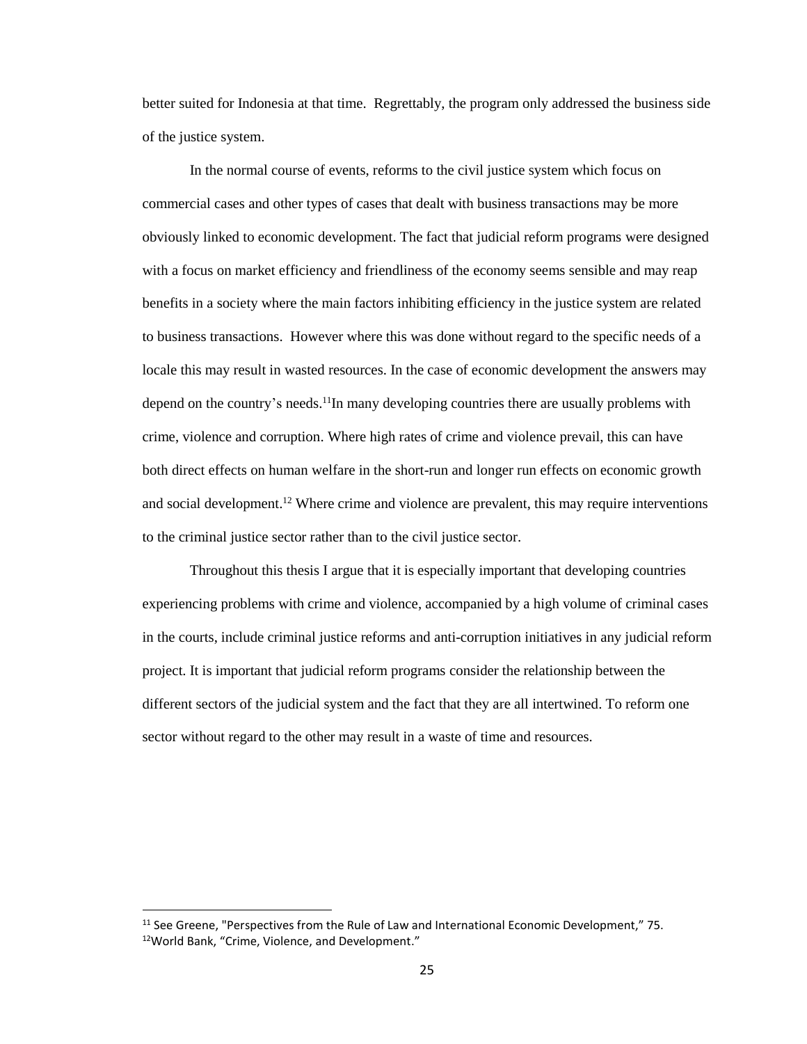better suited for Indonesia at that time. Regrettably, the program only addressed the business side of the justice system.

In the normal course of events, reforms to the civil justice system which focus on commercial cases and other types of cases that dealt with business transactions may be more obviously linked to economic development. The fact that judicial reform programs were designed with a focus on market efficiency and friendliness of the economy seems sensible and may reap benefits in a society where the main factors inhibiting efficiency in the justice system are related to business transactions. However where this was done without regard to the specific needs of a locale this may result in wasted resources. In the case of economic development the answers may depend on the country's needs.[11] In many developing countries there are usually problems with crime, violence and corruption. Where high rates of crime and violence prevail, this can have both direct effects on human welfare in the short-run and longer run effects on economic growth and social development.[12] Where crime and violence are prevalent, this may require interventions to the criminal justice sector rather than to the civil justice sector.

Throughout this thesis I argue that it is especially important that developing countries experiencing problems with crime and violence, accompanied by a high volume of criminal cases in the courts, include criminal justice reforms and anti-corruption initiatives in any judicial reform project. It is important that judicial reform programs consider the relationship between the different sectors of the judicial system and the fact that they are all intertwined. To reform one sector without regard to the other may result in a waste of time and resources.

---

[11] See Greene, "Perspectives from the Rule of Law and International Economic Development," 75.

[12] World Bank, "Crime, Violence, and Development."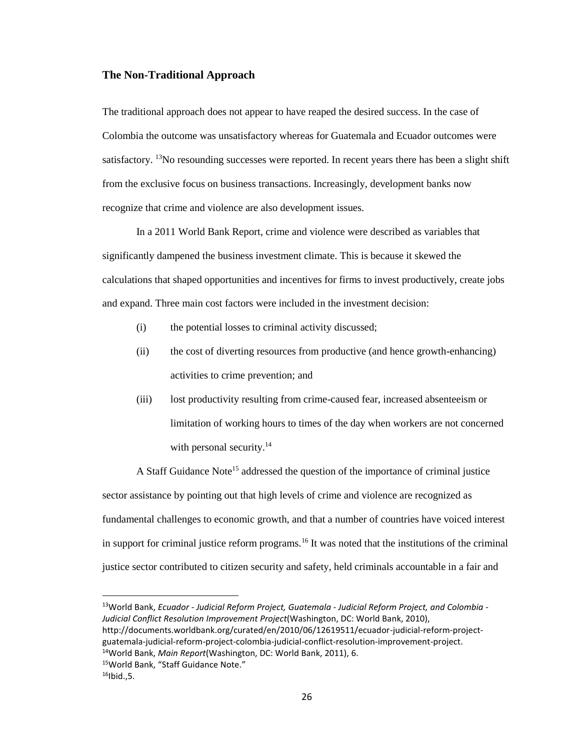### The Non-Traditional Approach

The traditional approach does not appear to have reaped the desired success. In the case of Colombia the outcome was unsatisfactory whereas for Guatemala and Ecuador outcomes were satisfactory. [13]No resounding successes were reported. In recent years there has been a slight shift from the exclusive focus on business transactions. Increasingly, development banks now recognize that crime and violence are also development issues.

In a 2011 World Bank Report, crime and violence were described as variables that significantly dampened the business investment climate. This is because it skewed the calculations that shaped opportunities and incentives for firms to invest productively, create jobs and expand. Three main cost factors were included in the investment decision:

(i) the potential losses to criminal activity discussed;

(ii) the cost of diverting resources from productive (and hence growth-enhancing) activities to crime prevention; and

(iii) lost productivity resulting from crime-caused fear, increased absenteeism or limitation of working hours to times of the day when workers are not concerned with personal security.[14]

A Staff Guidance Note[15] addressed the question of the importance of criminal justice sector assistance by pointing out that high levels of crime and violence are recognized as fundamental challenges to economic growth, and that a number of countries have voiced interest in support for criminal justice reform programs.[16] It was noted that the institutions of the criminal justice sector contributed to citizen security and safety, held criminals accountable in a fair and

---

[13]World Bank, *Ecuador - Judicial Reform Project, Guatemala - Judicial Reform Project, and Colombia - Judicial Conflict Resolution Improvement Project*(Washington, DC: World Bank, 2010), http://documents.worldbank.org/curated/en/2010/06/12619511/ecuador-judicial-reform-project-guatemala-judicial-reform-project-colombia-judicial-conflict-resolution-improvement-project.

[14]World Bank, *Main Report*(Washington, DC: World Bank, 2011), 6.

[15]World Bank, "Staff Guidance Note."

[16]Ibid.,5.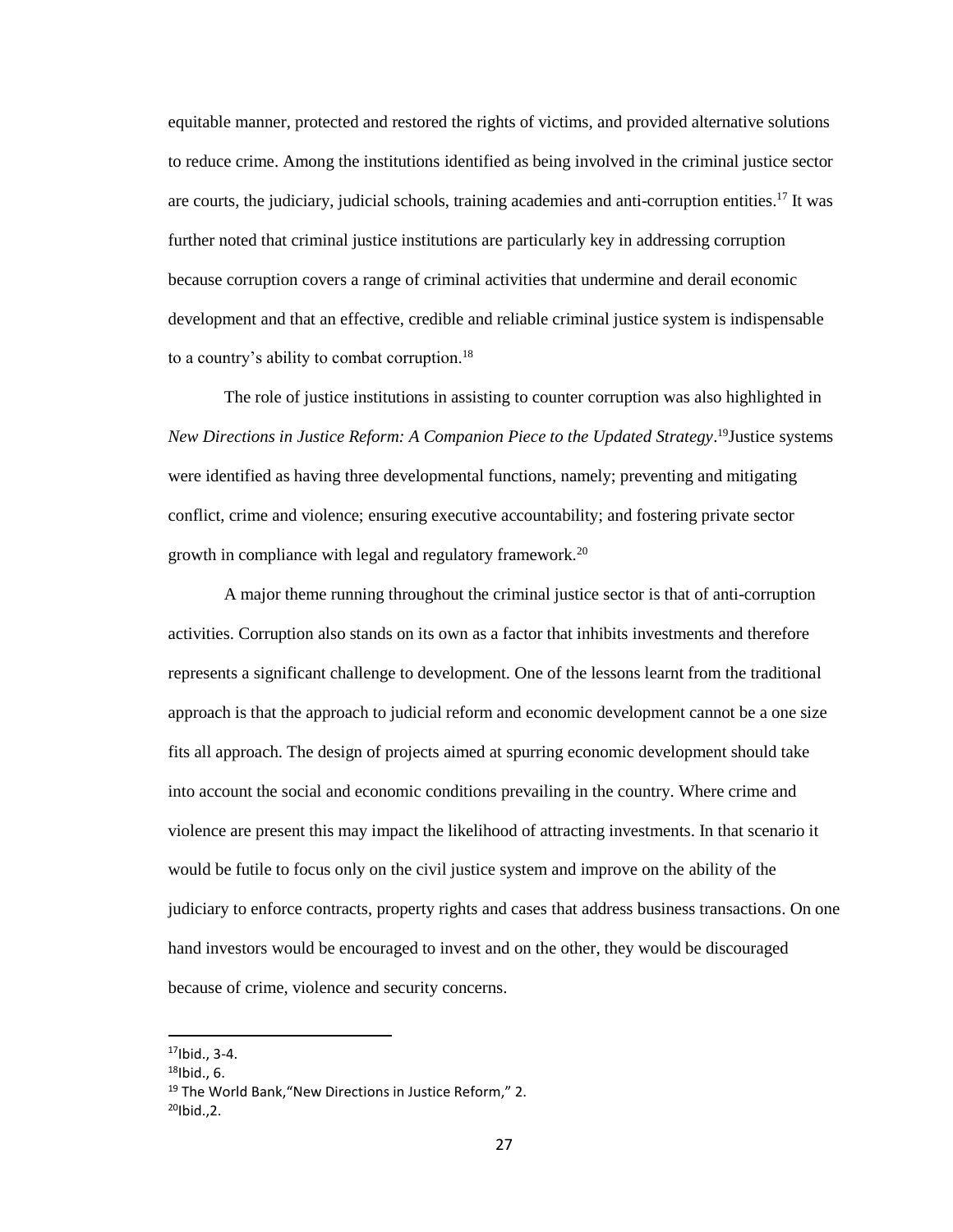equitable manner, protected and restored the rights of victims, and provided alternative solutions to reduce crime. Among the institutions identified as being involved in the criminal justice sector are courts, the judiciary, judicial schools, training academies and anti-corruption entities.[17] It was further noted that criminal justice institutions are particularly key in addressing corruption because corruption covers a range of criminal activities that undermine and derail economic development and that an effective, credible and reliable criminal justice system is indispensable to a country's ability to combat corruption.[18]

The role of justice institutions in assisting to counter corruption was also highlighted in *New Directions in Justice Reform: A Companion Piece to the Updated Strategy*.[19]Justice systems were identified as having three developmental functions, namely; preventing and mitigating conflict, crime and violence; ensuring executive accountability; and fostering private sector growth in compliance with legal and regulatory framework.[20]

A major theme running throughout the criminal justice sector is that of anti-corruption activities. Corruption also stands on its own as a factor that inhibits investments and therefore represents a significant challenge to development. One of the lessons learnt from the traditional approach is that the approach to judicial reform and economic development cannot be a one size fits all approach. The design of projects aimed at spurring economic development should take into account the social and economic conditions prevailing in the country. Where crime and violence are present this may impact the likelihood of attracting investments. In that scenario it would be futile to focus only on the civil justice system and improve on the ability of the judiciary to enforce contracts, property rights and cases that address business transactions. On one hand investors would be encouraged to invest and on the other, they would be discouraged because of crime, violence and security concerns.

---

[17]Ibid., 3-4.

[18]Ibid., 6.

[19] The World Bank,"New Directions in Justice Reform," 2.

[20]Ibid.,2.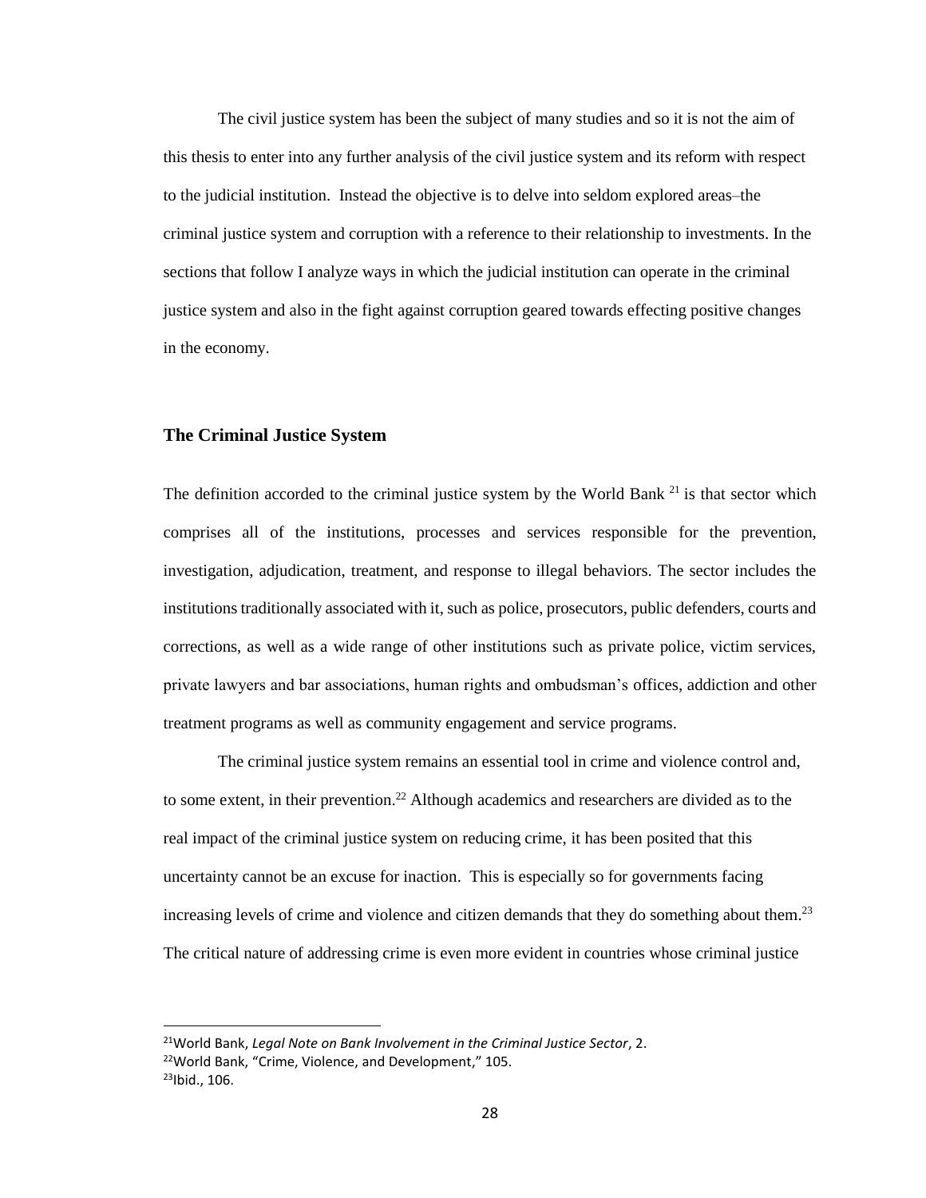The civil justice system has been the subject of many studies and so it is not the aim of this thesis to enter into any further analysis of the civil justice system and its reform with respect to the judicial institution. Instead the objective is to delve into seldom explored areas–the criminal justice system and corruption with a reference to their relationship to investments. In the sections that follow I analyze ways in which the judicial institution can operate in the criminal justice system and also in the fight against corruption geared towards effecting positive changes in the economy.

### The Criminal Justice System

The definition accorded to the criminal justice system by the World Bank [21] is that sector which comprises all of the institutions, processes and services responsible for the prevention, investigation, adjudication, treatment, and response to illegal behaviors. The sector includes the institutions traditionally associated with it, such as police, prosecutors, public defenders, courts and corrections, as well as a wide range of other institutions such as private police, victim services, private lawyers and bar associations, human rights and ombudsman's offices, addiction and other treatment programs as well as community engagement and service programs.

The criminal justice system remains an essential tool in crime and violence control and, to some extent, in their prevention.[22] Although academics and researchers are divided as to the real impact of the criminal justice system on reducing crime, it has been posited that this uncertainty cannot be an excuse for inaction. This is especially so for governments facing increasing levels of crime and violence and citizen demands that they do something about them.[23] The critical nature of addressing crime is even more evident in countries whose criminal justice

---

[21]World Bank, *Legal Note on Bank Involvement in the Criminal Justice Sector*, 2.
[22]World Bank, "Crime, Violence, and Development," 105.
[23]Ibid., 106.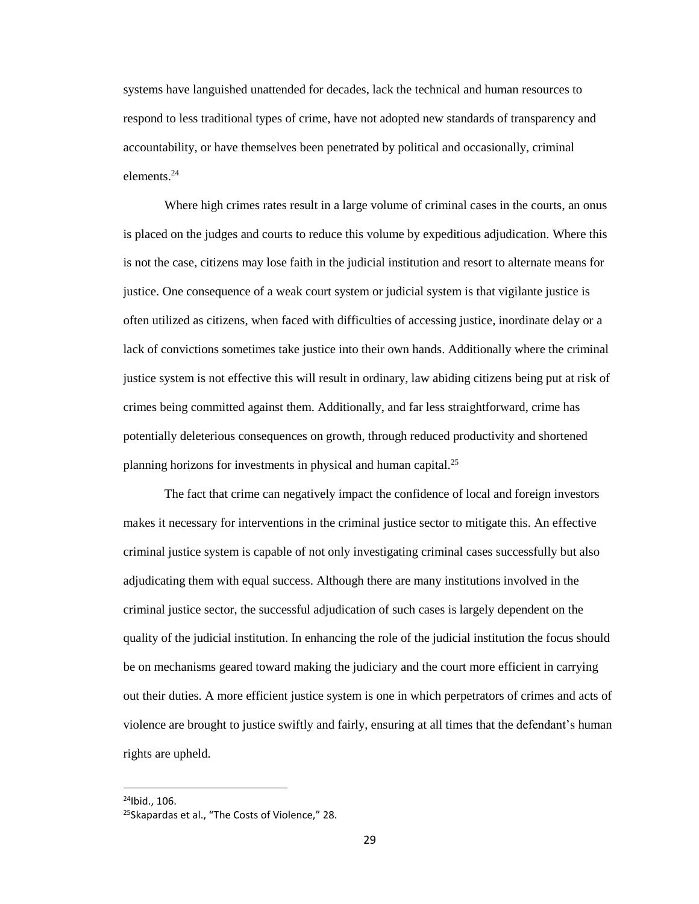systems have languished unattended for decades, lack the technical and human resources to respond to less traditional types of crime, have not adopted new standards of transparency and accountability, or have themselves been penetrated by political and occasionally, criminal elements.[24]

Where high crimes rates result in a large volume of criminal cases in the courts, an onus is placed on the judges and courts to reduce this volume by expeditious adjudication. Where this is not the case, citizens may lose faith in the judicial institution and resort to alternate means for justice. One consequence of a weak court system or judicial system is that vigilante justice is often utilized as citizens, when faced with difficulties of accessing justice, inordinate delay or a lack of convictions sometimes take justice into their own hands. Additionally where the criminal justice system is not effective this will result in ordinary, law abiding citizens being put at risk of crimes being committed against them. Additionally, and far less straightforward, crime has potentially deleterious consequences on growth, through reduced productivity and shortened planning horizons for investments in physical and human capital.[25]

The fact that crime can negatively impact the confidence of local and foreign investors makes it necessary for interventions in the criminal justice sector to mitigate this. An effective criminal justice system is capable of not only investigating criminal cases successfully but also adjudicating them with equal success. Although there are many institutions involved in the criminal justice sector, the successful adjudication of such cases is largely dependent on the quality of the judicial institution. In enhancing the role of the judicial institution the focus should be on mechanisms geared toward making the judiciary and the court more efficient in carrying out their duties. A more efficient justice system is one in which perpetrators of crimes and acts of violence are brought to justice swiftly and fairly, ensuring at all times that the defendant's human rights are upheld.

---

[24]Ibid., 106.

[25]Skapardas et al., "The Costs of Violence," 28.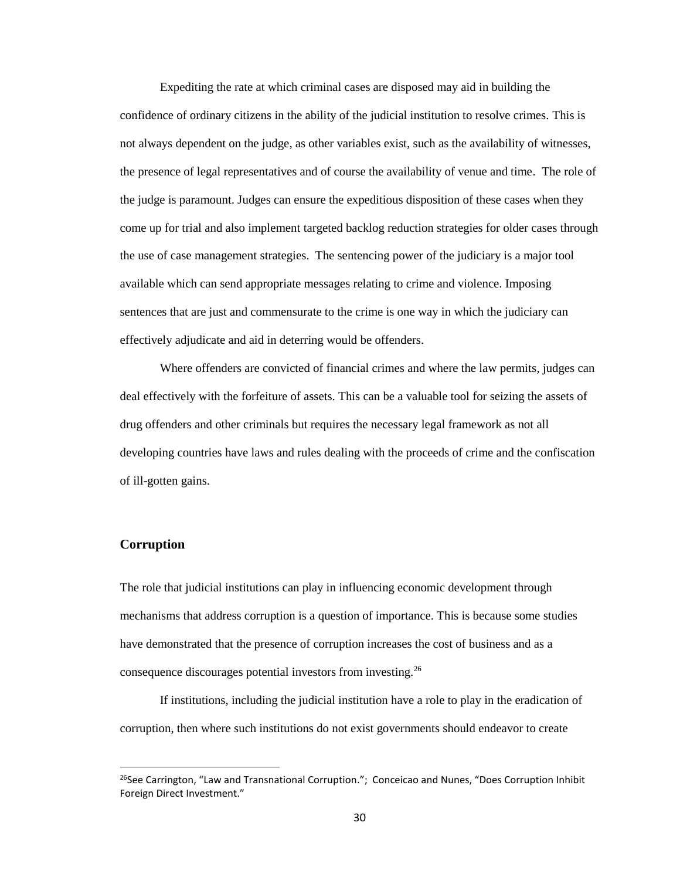Expediting the rate at which criminal cases are disposed may aid in building the confidence of ordinary citizens in the ability of the judicial institution to resolve crimes. This is not always dependent on the judge, as other variables exist, such as the availability of witnesses, the presence of legal representatives and of course the availability of venue and time. The role of the judge is paramount. Judges can ensure the expeditious disposition of these cases when they come up for trial and also implement targeted backlog reduction strategies for older cases through the use of case management strategies. The sentencing power of the judiciary is a major tool available which can send appropriate messages relating to crime and violence. Imposing sentences that are just and commensurate to the crime is one way in which the judiciary can effectively adjudicate and aid in deterring would be offenders.

Where offenders are convicted of financial crimes and where the law permits, judges can deal effectively with the forfeiture of assets. This can be a valuable tool for seizing the assets of drug offenders and other criminals but requires the necessary legal framework as not all developing countries have laws and rules dealing with the proceeds of crime and the confiscation of ill-gotten gains.

### Corruption

The role that judicial institutions can play in influencing economic development through mechanisms that address corruption is a question of importance. This is because some studies have demonstrated that the presence of corruption increases the cost of business and as a consequence discourages potential investors from investing.[26]

If institutions, including the judicial institution have a role to play in the eradication of corruption, then where such institutions do not exist governments should endeavor to create

[26] See Carrington, "Law and Transnational Corruption."; Conceicao and Nunes, "Does Corruption Inhibit Foreign Direct Investment."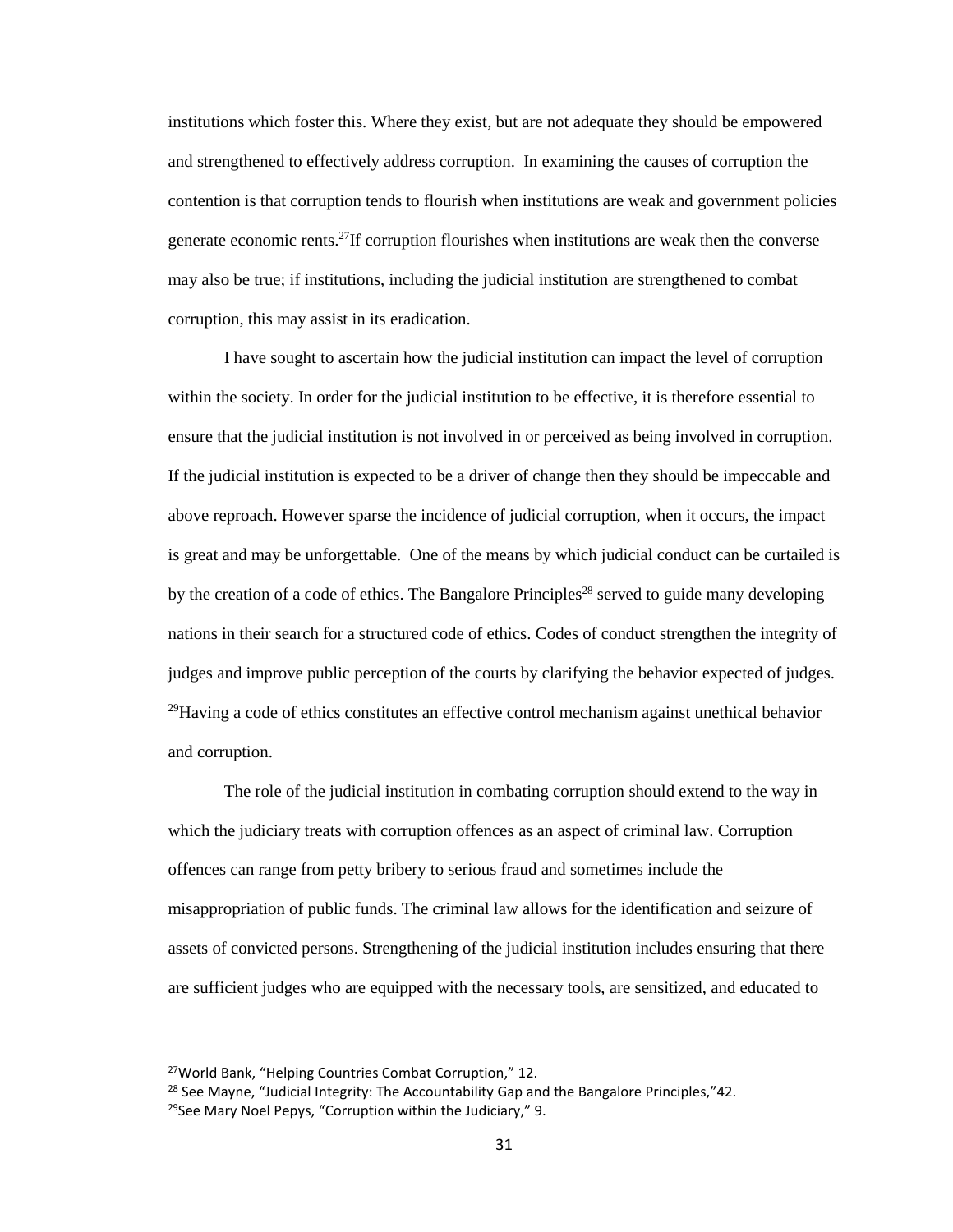institutions which foster this. Where they exist, but are not adequate they should be empowered and strengthened to effectively address corruption. In examining the causes of corruption the contention is that corruption tends to flourish when institutions are weak and government policies generate economic rents.[27]If corruption flourishes when institutions are weak then the converse may also be true; if institutions, including the judicial institution are strengthened to combat corruption, this may assist in its eradication.

I have sought to ascertain how the judicial institution can impact the level of corruption within the society. In order for the judicial institution to be effective, it is therefore essential to ensure that the judicial institution is not involved in or perceived as being involved in corruption. If the judicial institution is expected to be a driver of change then they should be impeccable and above reproach. However sparse the incidence of judicial corruption, when it occurs, the impact is great and may be unforgettable. One of the means by which judicial conduct can be curtailed is by the creation of a code of ethics. The Bangalore Principles[28] served to guide many developing nations in their search for a structured code of ethics. Codes of conduct strengthen the integrity of judges and improve public perception of the courts by clarifying the behavior expected of judges. [29]Having a code of ethics constitutes an effective control mechanism against unethical behavior and corruption.

The role of the judicial institution in combating corruption should extend to the way in which the judiciary treats with corruption offences as an aspect of criminal law. Corruption offences can range from petty bribery to serious fraud and sometimes include the misappropriation of public funds. The criminal law allows for the identification and seizure of assets of convicted persons. Strengthening of the judicial institution includes ensuring that there are sufficient judges who are equipped with the necessary tools, are sensitized, and educated to

---

[27]World Bank, "Helping Countries Combat Corruption," 12.

[28] See Mayne, "Judicial Integrity: The Accountability Gap and the Bangalore Principles,"42.

[29]See Mary Noel Pepys, "Corruption within the Judiciary," 9.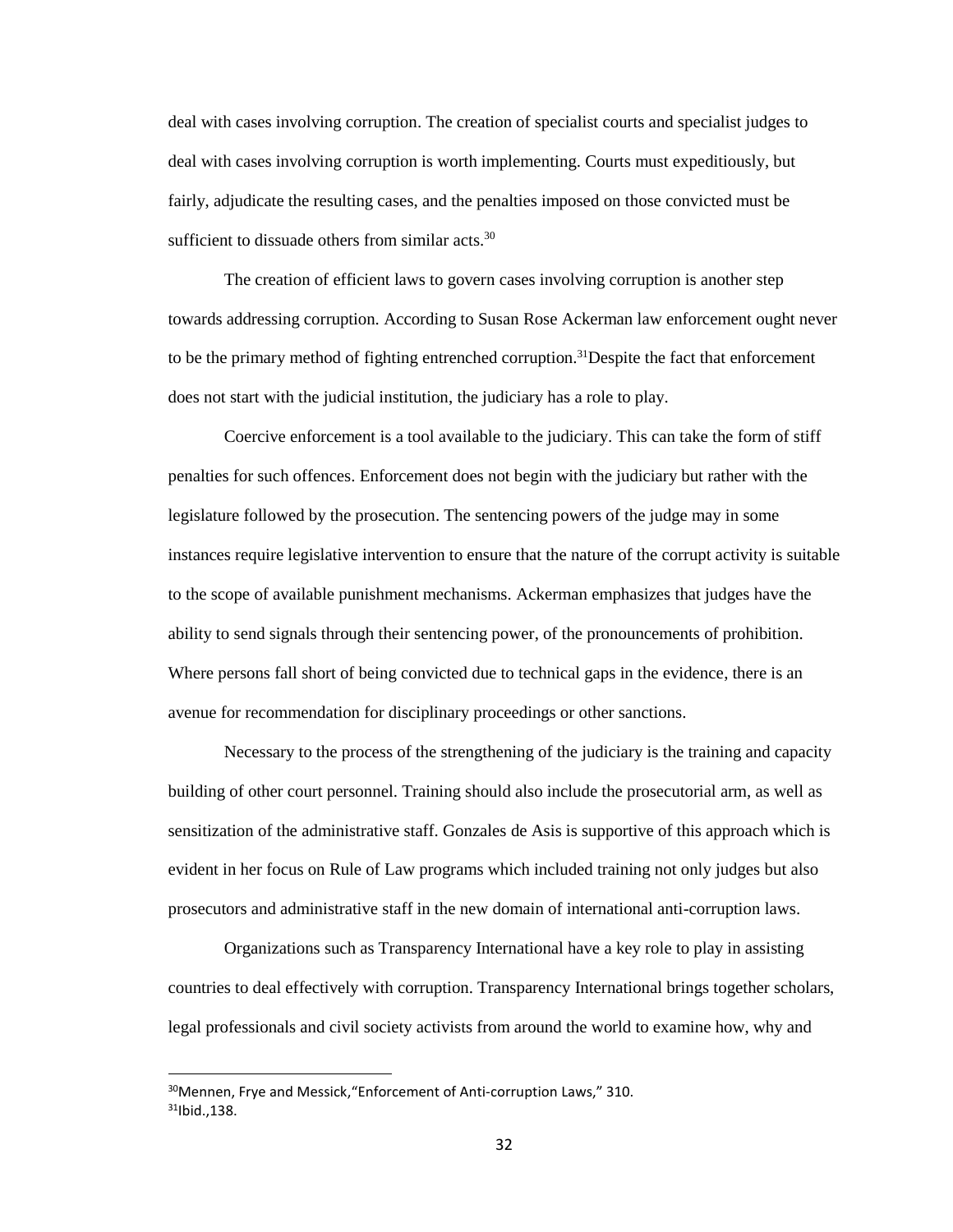deal with cases involving corruption. The creation of specialist courts and specialist judges to deal with cases involving corruption is worth implementing. Courts must expeditiously, but fairly, adjudicate the resulting cases, and the penalties imposed on those convicted must be sufficient to dissuade others from similar acts.[30]

The creation of efficient laws to govern cases involving corruption is another step towards addressing corruption. According to Susan Rose Ackerman law enforcement ought never to be the primary method of fighting entrenched corruption.[31]Despite the fact that enforcement does not start with the judicial institution, the judiciary has a role to play.

Coercive enforcement is a tool available to the judiciary. This can take the form of stiff penalties for such offences. Enforcement does not begin with the judiciary but rather with the legislature followed by the prosecution. The sentencing powers of the judge may in some instances require legislative intervention to ensure that the nature of the corrupt activity is suitable to the scope of available punishment mechanisms. Ackerman emphasizes that judges have the ability to send signals through their sentencing power, of the pronouncements of prohibition. Where persons fall short of being convicted due to technical gaps in the evidence, there is an avenue for recommendation for disciplinary proceedings or other sanctions.

Necessary to the process of the strengthening of the judiciary is the training and capacity building of other court personnel. Training should also include the prosecutorial arm, as well as sensitization of the administrative staff. Gonzales de Asis is supportive of this approach which is evident in her focus on Rule of Law programs which included training not only judges but also prosecutors and administrative staff in the new domain of international anti-corruption laws.

Organizations such as Transparency International have a key role to play in assisting countries to deal effectively with corruption. Transparency International brings together scholars, legal professionals and civil society activists from around the world to examine how, why and

---

[30]Mennen, Frye and Messick,"Enforcement of Anti-corruption Laws," 310.
[31]Ibid.,138.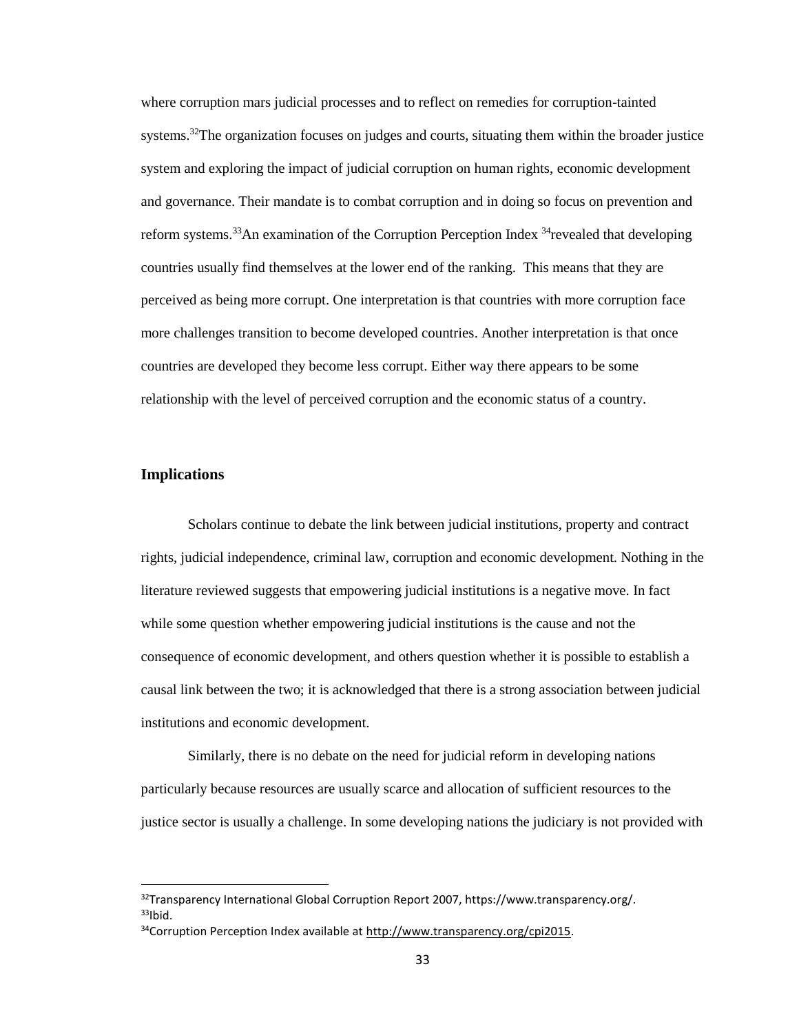where corruption mars judicial processes and to reflect on remedies for corruption-tainted systems.[32]The organization focuses on judges and courts, situating them within the broader justice system and exploring the impact of judicial corruption on human rights, economic development and governance. Their mandate is to combat corruption and in doing so focus on prevention and reform systems.[33]An examination of the Corruption Perception Index [34]revealed that developing countries usually find themselves at the lower end of the ranking. This means that they are perceived as being more corrupt. One interpretation is that countries with more corruption face more challenges transition to become developed countries. Another interpretation is that once countries are developed they become less corrupt. Either way there appears to be some relationship with the level of perceived corruption and the economic status of a country.

## Implications

Scholars continue to debate the link between judicial institutions, property and contract rights, judicial independence, criminal law, corruption and economic development. Nothing in the literature reviewed suggests that empowering judicial institutions is a negative move. In fact while some question whether empowering judicial institutions is the cause and not the consequence of economic development, and others question whether it is possible to establish a causal link between the two; it is acknowledged that there is a strong association between judicial institutions and economic development.

Similarly, there is no debate on the need for judicial reform in developing nations particularly because resources are usually scarce and allocation of sufficient resources to the justice sector is usually a challenge. In some developing nations the judiciary is not provided with

---

[32]Transparency International Global Corruption Report 2007, https://www.transparency.org/.
[33]Ibid.
[34]Corruption Perception Index available at http://www.transparency.org/cpi2015.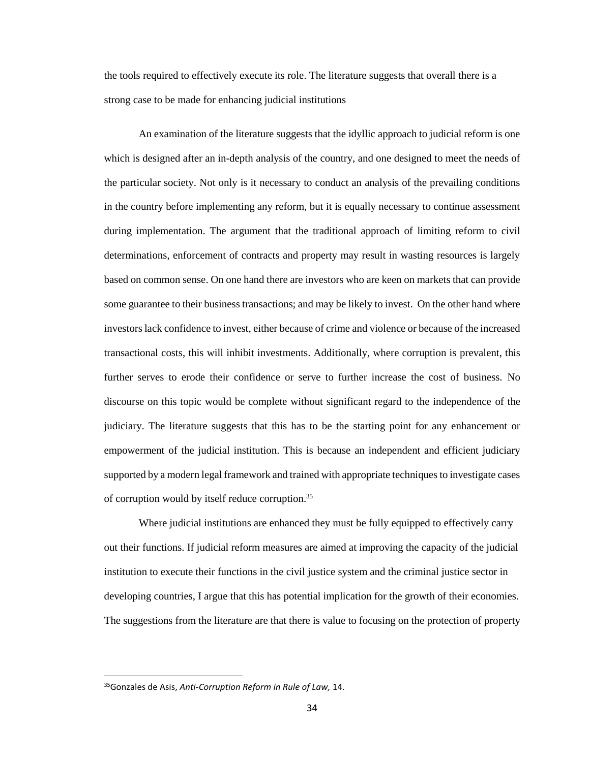the tools required to effectively execute its role. The literature suggests that overall there is a strong case to be made for enhancing judicial institutions

An examination of the literature suggests that the idyllic approach to judicial reform is one which is designed after an in-depth analysis of the country, and one designed to meet the needs of the particular society. Not only is it necessary to conduct an analysis of the prevailing conditions in the country before implementing any reform, but it is equally necessary to continue assessment during implementation. The argument that the traditional approach of limiting reform to civil determinations, enforcement of contracts and property may result in wasting resources is largely based on common sense. On one hand there are investors who are keen on markets that can provide some guarantee to their business transactions; and may be likely to invest. On the other hand where investors lack confidence to invest, either because of crime and violence or because of the increased transactional costs, this will inhibit investments. Additionally, where corruption is prevalent, this further serves to erode their confidence or serve to further increase the cost of business. No discourse on this topic would be complete without significant regard to the independence of the judiciary. The literature suggests that this has to be the starting point for any enhancement or empowerment of the judicial institution. This is because an independent and efficient judiciary supported by a modern legal framework and trained with appropriate techniques to investigate cases of corruption would by itself reduce corruption.[35]

Where judicial institutions are enhanced they must be fully equipped to effectively carry out their functions. If judicial reform measures are aimed at improving the capacity of the judicial institution to execute their functions in the civil justice system and the criminal justice sector in developing countries, I argue that this has potential implication for the growth of their economies. The suggestions from the literature are that there is value to focusing on the protection of property

---

[35]Gonzales de Asis, *Anti-Corruption Reform in Rule of Law,* 14.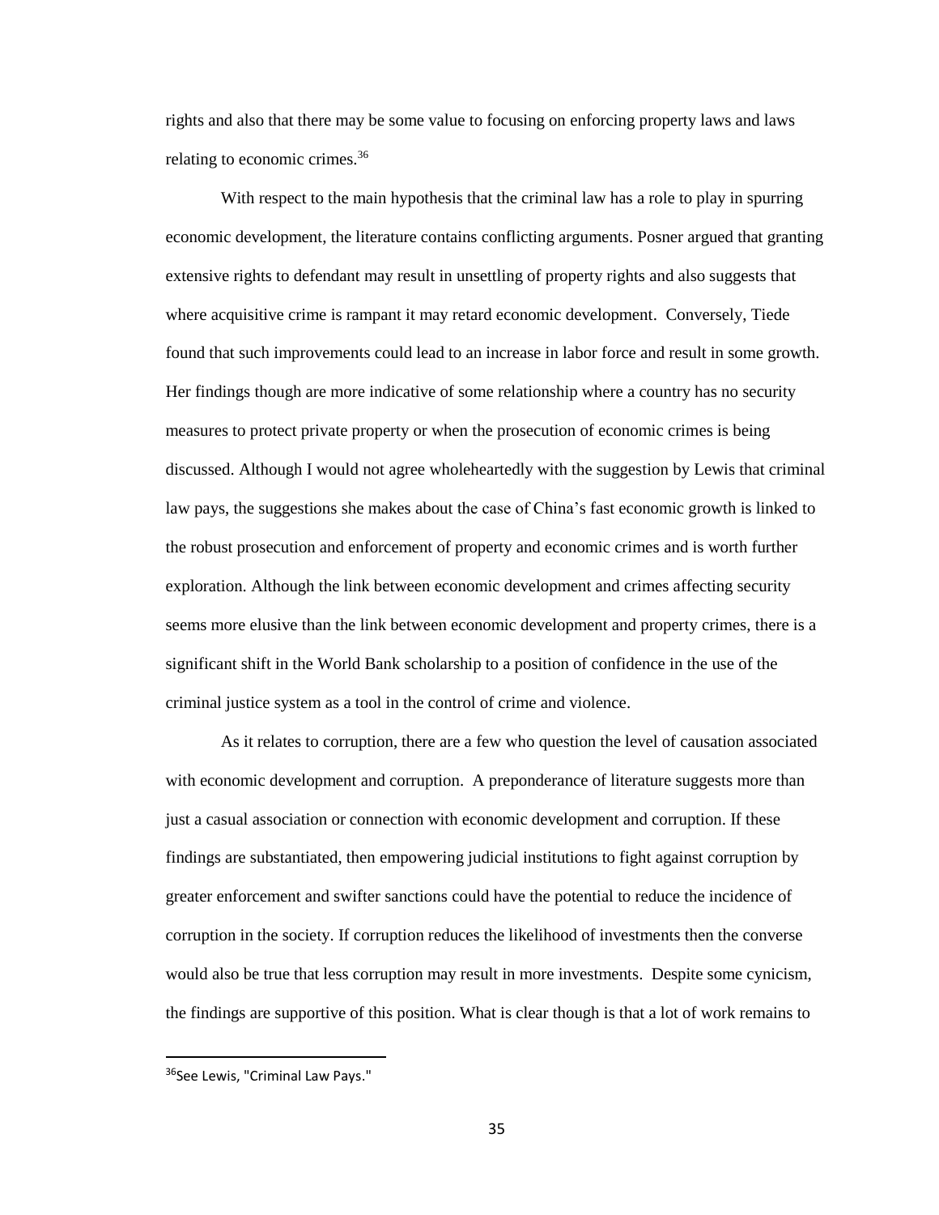rights and also that there may be some value to focusing on enforcing property laws and laws relating to economic crimes.[36]

With respect to the main hypothesis that the criminal law has a role to play in spurring economic development, the literature contains conflicting arguments. Posner argued that granting extensive rights to defendant may result in unsettling of property rights and also suggests that where acquisitive crime is rampant it may retard economic development. Conversely, Tiede found that such improvements could lead to an increase in labor force and result in some growth. Her findings though are more indicative of some relationship where a country has no security measures to protect private property or when the prosecution of economic crimes is being discussed. Although I would not agree wholeheartedly with the suggestion by Lewis that criminal law pays, the suggestions she makes about the case of China's fast economic growth is linked to the robust prosecution and enforcement of property and economic crimes and is worth further exploration. Although the link between economic development and crimes affecting security seems more elusive than the link between economic development and property crimes, there is a significant shift in the World Bank scholarship to a position of confidence in the use of the criminal justice system as a tool in the control of crime and violence.

As it relates to corruption, there are a few who question the level of causation associated with economic development and corruption. A preponderance of literature suggests more than just a casual association or connection with economic development and corruption. If these findings are substantiated, then empowering judicial institutions to fight against corruption by greater enforcement and swifter sanctions could have the potential to reduce the incidence of corruption in the society. If corruption reduces the likelihood of investments then the converse would also be true that less corruption may result in more investments. Despite some cynicism, the findings are supportive of this position. What is clear though is that a lot of work remains to

[36] See Lewis, "Criminal Law Pays."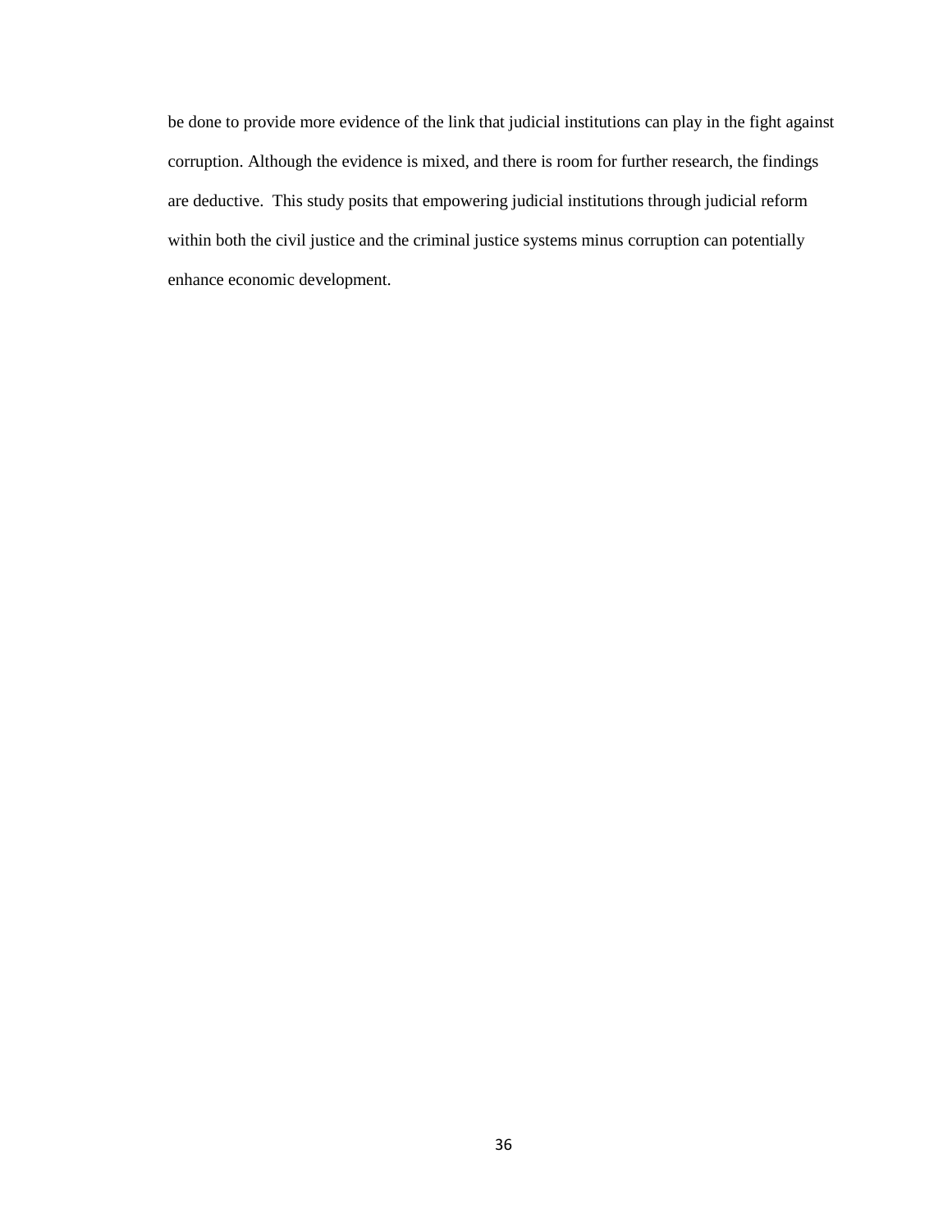be done to provide more evidence of the link that judicial institutions can play in the fight against corruption. Although the evidence is mixed, and there is room for further research, the findings are deductive. This study posits that empowering judicial institutions through judicial reform within both the civil justice and the criminal justice systems minus corruption can potentially enhance economic development.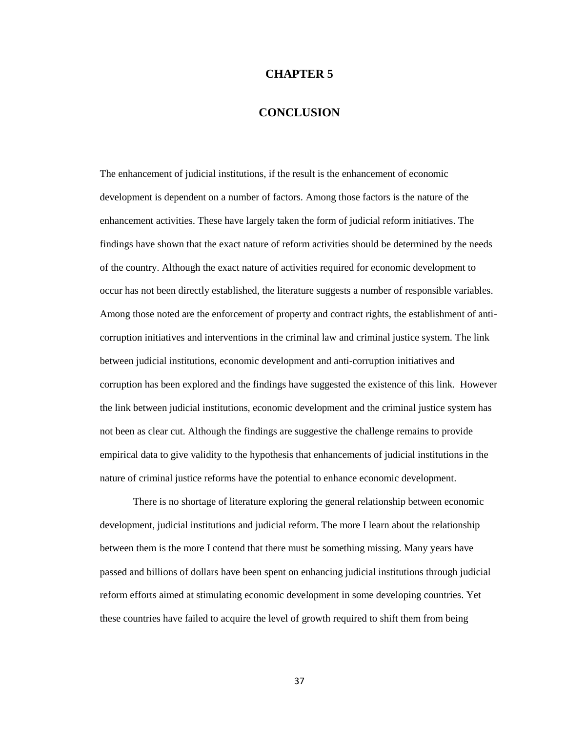# CHAPTER 5

# CONCLUSION

The enhancement of judicial institutions, if the result is the enhancement of economic development is dependent on a number of factors. Among those factors is the nature of the enhancement activities. These have largely taken the form of judicial reform initiatives. The findings have shown that the exact nature of reform activities should be determined by the needs of the country. Although the exact nature of activities required for economic development to occur has not been directly established, the literature suggests a number of responsible variables. Among those noted are the enforcement of property and contract rights, the establishment of anti-corruption initiatives and interventions in the criminal law and criminal justice system. The link between judicial institutions, economic development and anti-corruption initiatives and corruption has been explored and the findings have suggested the existence of this link. However the link between judicial institutions, economic development and the criminal justice system has not been as clear cut. Although the findings are suggestive the challenge remains to provide empirical data to give validity to the hypothesis that enhancements of judicial institutions in the nature of criminal justice reforms have the potential to enhance economic development.

There is no shortage of literature exploring the general relationship between economic development, judicial institutions and judicial reform. The more I learn about the relationship between them is the more I contend that there must be something missing. Many years have passed and billions of dollars have been spent on enhancing judicial institutions through judicial reform efforts aimed at stimulating economic development in some developing countries. Yet these countries have failed to acquire the level of growth required to shift them from being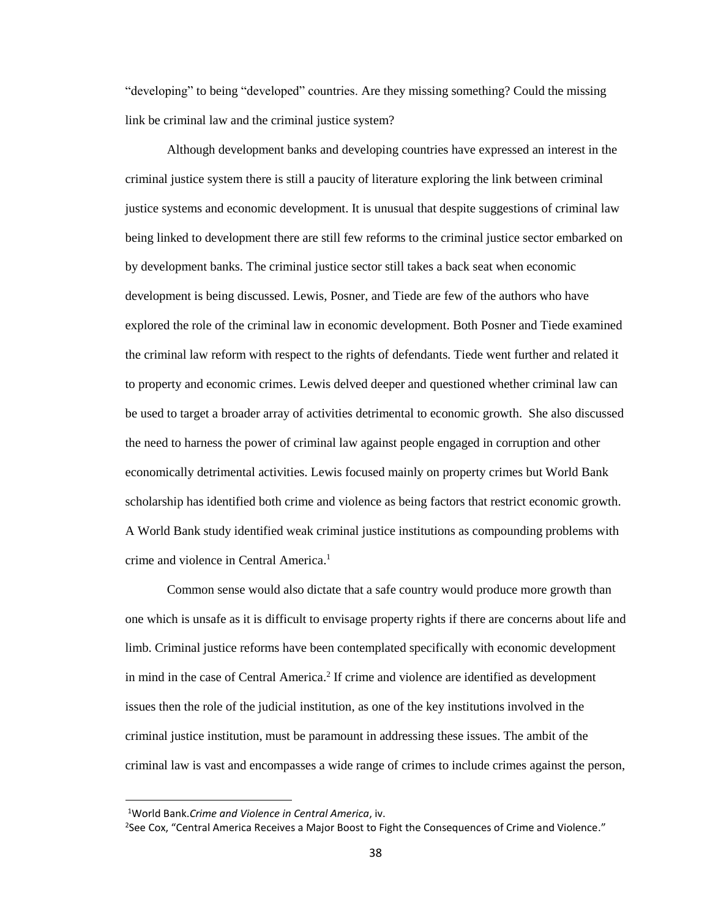"developing" to being "developed" countries. Are they missing something? Could the missing link be criminal law and the criminal justice system?

Although development banks and developing countries have expressed an interest in the criminal justice system there is still a paucity of literature exploring the link between criminal justice systems and economic development. It is unusual that despite suggestions of criminal law being linked to development there are still few reforms to the criminal justice sector embarked on by development banks. The criminal justice sector still takes a back seat when economic development is being discussed. Lewis, Posner, and Tiede are few of the authors who have explored the role of the criminal law in economic development. Both Posner and Tiede examined the criminal law reform with respect to the rights of defendants. Tiede went further and related it to property and economic crimes. Lewis delved deeper and questioned whether criminal law can be used to target a broader array of activities detrimental to economic growth. She also discussed the need to harness the power of criminal law against people engaged in corruption and other economically detrimental activities. Lewis focused mainly on property crimes but World Bank scholarship has identified both crime and violence as being factors that restrict economic growth. A World Bank study identified weak criminal justice institutions as compounding problems with crime and violence in Central America.[1]

Common sense would also dictate that a safe country would produce more growth than one which is unsafe as it is difficult to envisage property rights if there are concerns about life and limb. Criminal justice reforms have been contemplated specifically with economic development in mind in the case of Central America.[2] If crime and violence are identified as development issues then the role of the judicial institution, as one of the key institutions involved in the criminal justice institution, must be paramount in addressing these issues. The ambit of the criminal law is vast and encompasses a wide range of crimes to include crimes against the person,

[1] World Bank. *Crime and Violence in Central America*, iv.

[2] See Cox, "Central America Receives a Major Boost to Fight the Consequences of Crime and Violence."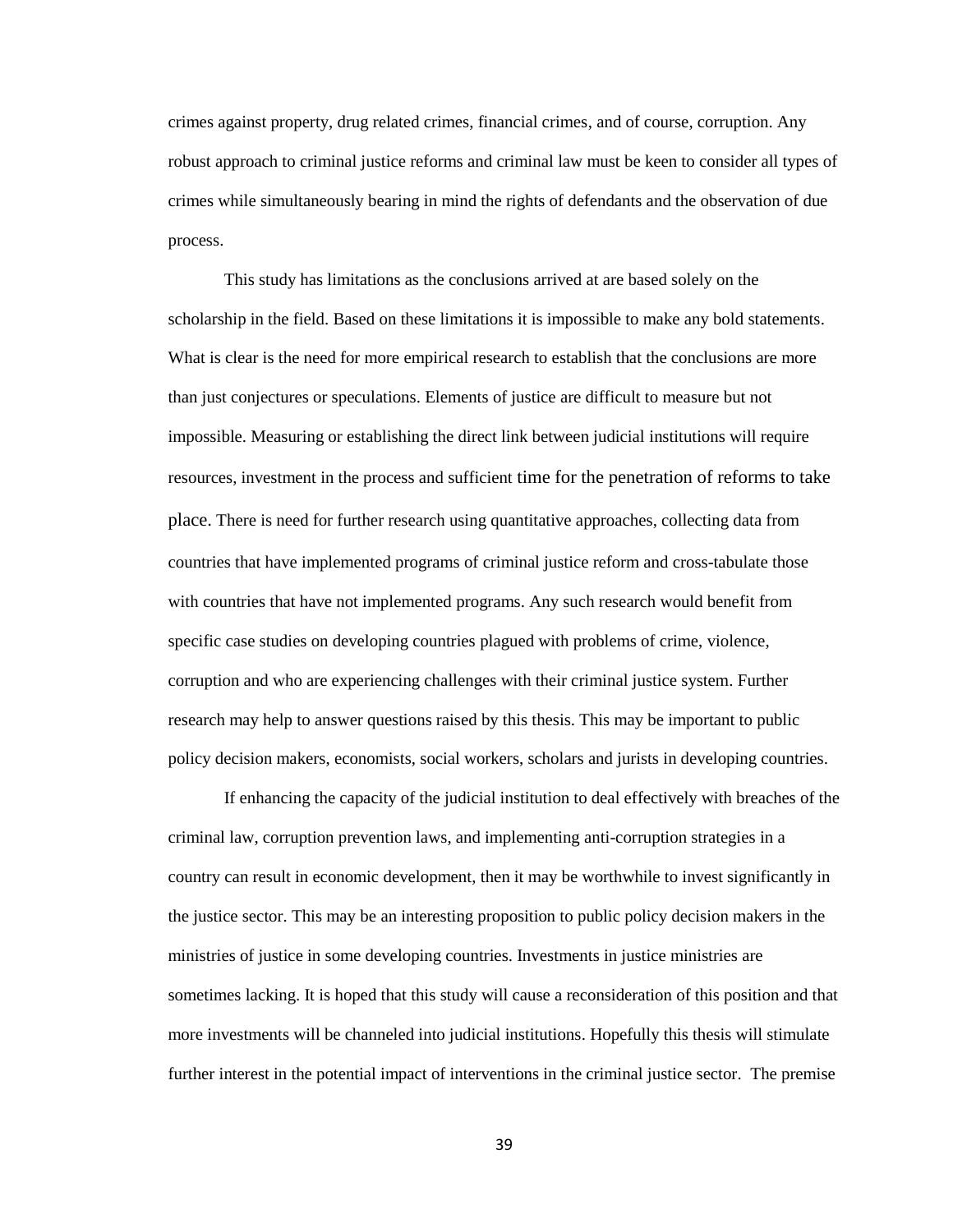crimes against property, drug related crimes, financial crimes, and of course, corruption. Any robust approach to criminal justice reforms and criminal law must be keen to consider all types of crimes while simultaneously bearing in mind the rights of defendants and the observation of due process.

This study has limitations as the conclusions arrived at are based solely on the scholarship in the field. Based on these limitations it is impossible to make any bold statements. What is clear is the need for more empirical research to establish that the conclusions are more than just conjectures or speculations. Elements of justice are difficult to measure but not impossible. Measuring or establishing the direct link between judicial institutions will require resources, investment in the process and sufficient time for the penetration of reforms to take place. There is need for further research using quantitative approaches, collecting data from countries that have implemented programs of criminal justice reform and cross-tabulate those with countries that have not implemented programs. Any such research would benefit from specific case studies on developing countries plagued with problems of crime, violence, corruption and who are experiencing challenges with their criminal justice system. Further research may help to answer questions raised by this thesis. This may be important to public policy decision makers, economists, social workers, scholars and jurists in developing countries.

If enhancing the capacity of the judicial institution to deal effectively with breaches of the criminal law, corruption prevention laws, and implementing anti-corruption strategies in a country can result in economic development, then it may be worthwhile to invest significantly in the justice sector. This may be an interesting proposition to public policy decision makers in the ministries of justice in some developing countries. Investments in justice ministries are sometimes lacking. It is hoped that this study will cause a reconsideration of this position and that more investments will be channeled into judicial institutions. Hopefully this thesis will stimulate further interest in the potential impact of interventions in the criminal justice sector. The premise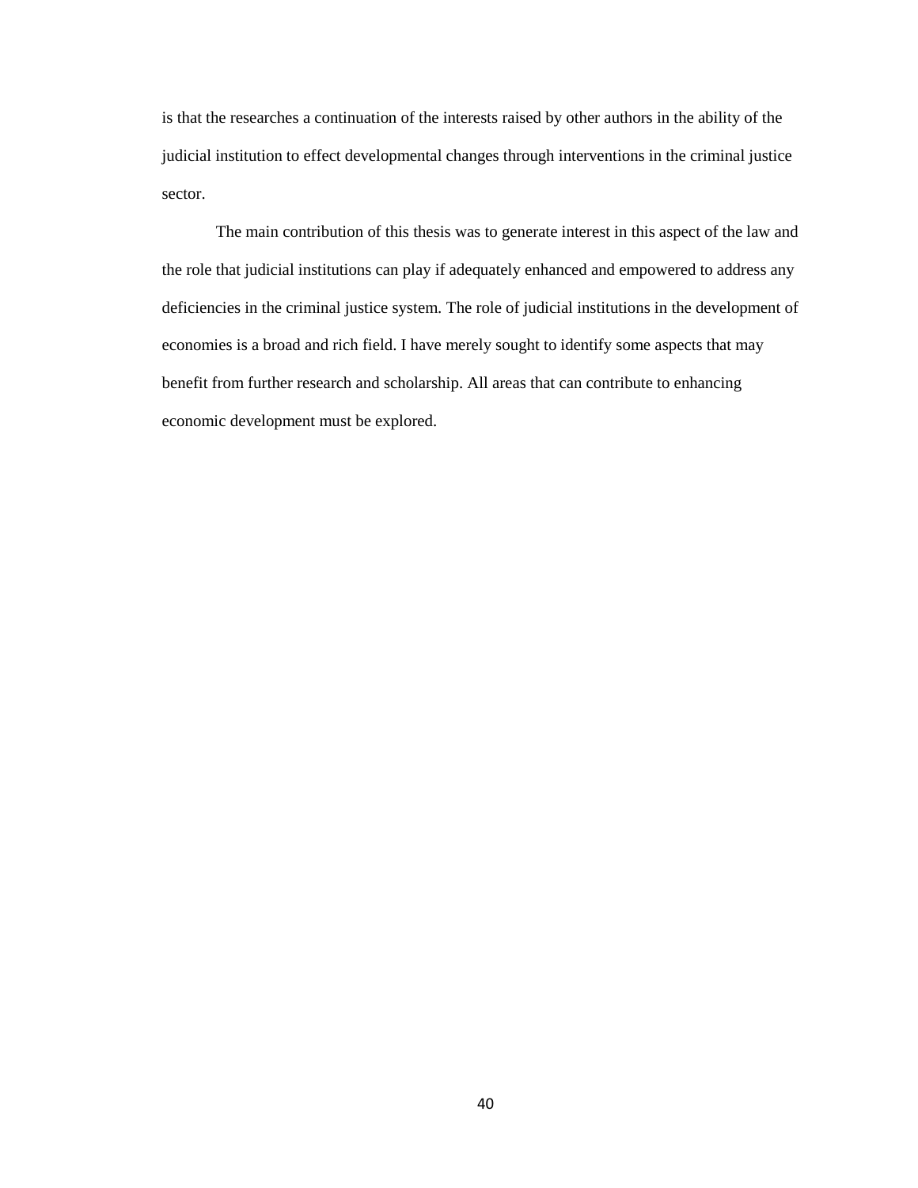is that the researches a continuation of the interests raised by other authors in the ability of the judicial institution to effect developmental changes through interventions in the criminal justice sector.

The main contribution of this thesis was to generate interest in this aspect of the law and the role that judicial institutions can play if adequately enhanced and empowered to address any deficiencies in the criminal justice system. The role of judicial institutions in the development of economies is a broad and rich field. I have merely sought to identify some aspects that may benefit from further research and scholarship. All areas that can contribute to enhancing economic development must be explored.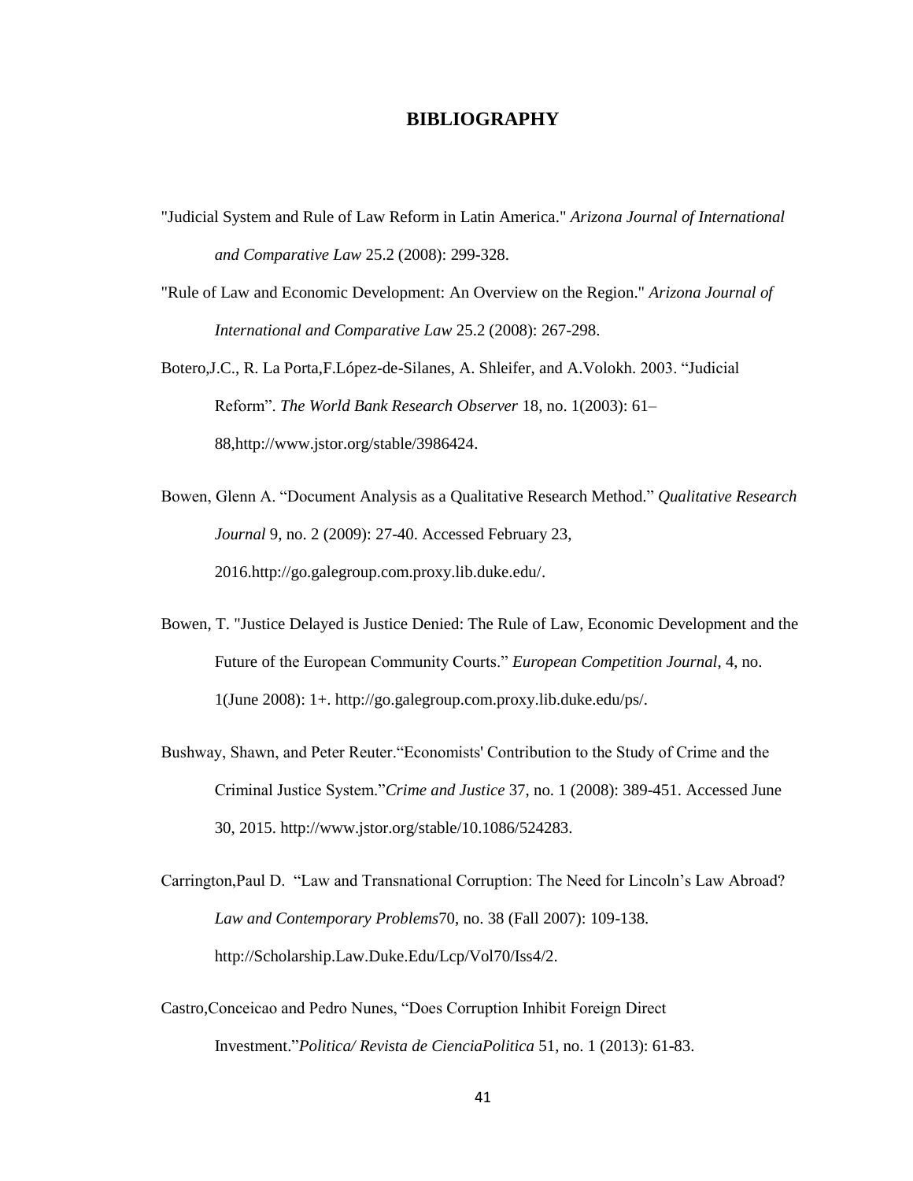# BIBLIOGRAPHY

"Judicial System and Rule of Law Reform in Latin America." *Arizona Journal of International and Comparative Law* 25.2 (2008): 299-328.

"Rule of Law and Economic Development: An Overview on the Region." *Arizona Journal of International and Comparative Law* 25.2 (2008): 267-298.

Botero,J.C., R. La Porta,F.López-de-Silanes, A. Shleifer, and A.Volokh. 2003. "Judicial Reform". *The World Bank Research Observer* 18, no. 1(2003): 61–88,http://www.jstor.org/stable/3986424.

Bowen, Glenn A. "Document Analysis as a Qualitative Research Method." *Qualitative Research Journal* 9, no. 2 (2009): 27-40. Accessed February 23, 2016.http://go.galegroup.com.proxy.lib.duke.edu/.

Bowen, T. "Justice Delayed is Justice Denied: The Rule of Law, Economic Development and the Future of the European Community Courts." *European Competition Journal*, 4, no. 1(June 2008): 1+. http://go.galegroup.com.proxy.lib.duke.edu/ps/.

Bushway, Shawn, and Peter Reuter."Economists' Contribution to the Study of Crime and the Criminal Justice System."*Crime and Justice* 37, no. 1 (2008): 389-451. Accessed June 30, 2015. http://www.jstor.org/stable/10.1086/524283.

Carrington,Paul D. "Law and Transnational Corruption: The Need for Lincoln's Law Abroad? *Law and Contemporary Problems*70, no. 38 (Fall 2007): 109-138. http://Scholarship.Law.Duke.Edu/Lcp/Vol70/Iss4/2.

Castro,Conceicao and Pedro Nunes, "Does Corruption Inhibit Foreign Direct Investment."*Politica/ Revista de CienciaPolitica* 51, no. 1 (2013): 61-83.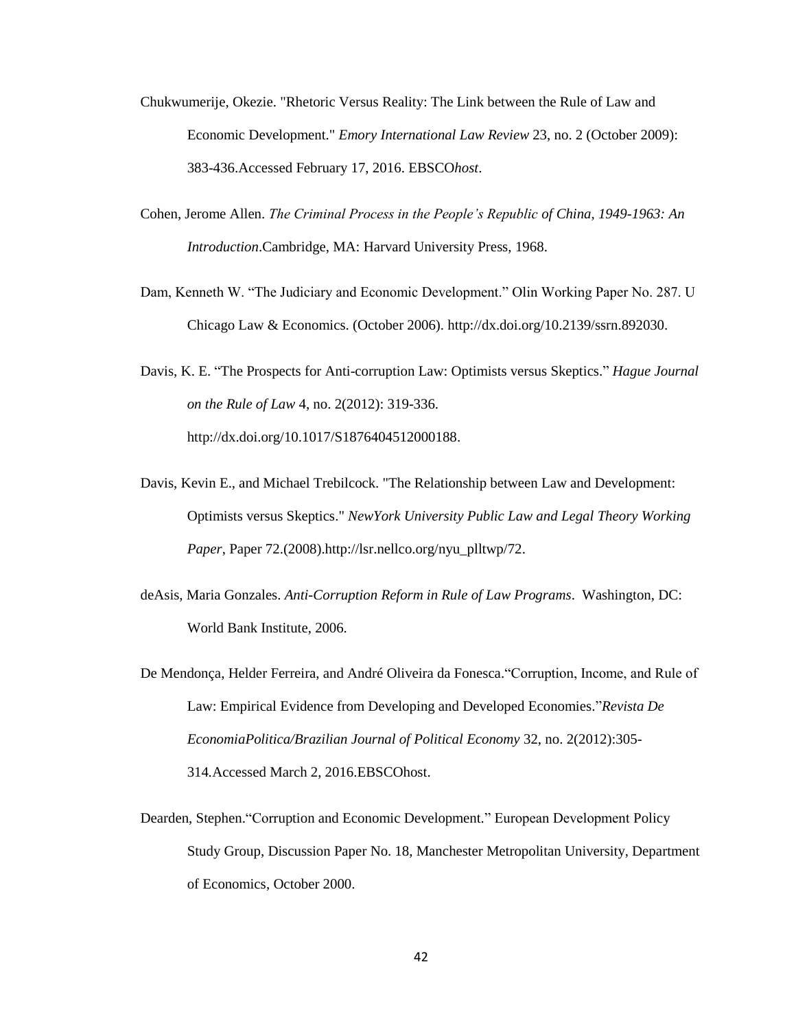Chukwumerije, Okezie. "Rhetoric Versus Reality: The Link between the Rule of Law and Economic Development." *Emory International Law Review* 23, no. 2 (October 2009): 383-436.Accessed February 17, 2016. EBSCO*host*.

Cohen, Jerome Allen. *The Criminal Process in the People's Republic of China, 1949-1963: An Introduction*.Cambridge, MA: Harvard University Press, 1968.

Dam, Kenneth W. "The Judiciary and Economic Development." Olin Working Paper No. 287. U Chicago Law & Economics. (October 2006). http://dx.doi.org/10.2139/ssrn.892030.

Davis, K. E. "The Prospects for Anti-corruption Law: Optimists versus Skeptics." *Hague Journal on the Rule of Law* 4, no. 2(2012): 319-336. http://dx.doi.org/10.1017/S1876404512000188.

Davis, Kevin E., and Michael Trebilcock. "The Relationship between Law and Development: Optimists versus Skeptics." *NewYork University Public Law and Legal Theory Working Paper*, Paper 72.(2008).http://lsr.nellco.org/nyu_plltwp/72.

deAsis, Maria Gonzales. *Anti-Corruption Reform in Rule of Law Programs*. Washington, DC: World Bank Institute, 2006.

De Mendonça, Helder Ferreira, and André Oliveira da Fonesca."Corruption, Income, and Rule of Law: Empirical Evidence from Developing and Developed Economies."*Revista De EconomiaPolitica/Brazilian Journal of Political Economy* 32, no. 2(2012):305-314.Accessed March 2, 2016.EBSCOhost.

Dearden, Stephen."Corruption and Economic Development." European Development Policy Study Group, Discussion Paper No. 18, Manchester Metropolitan University, Department of Economics, October 2000.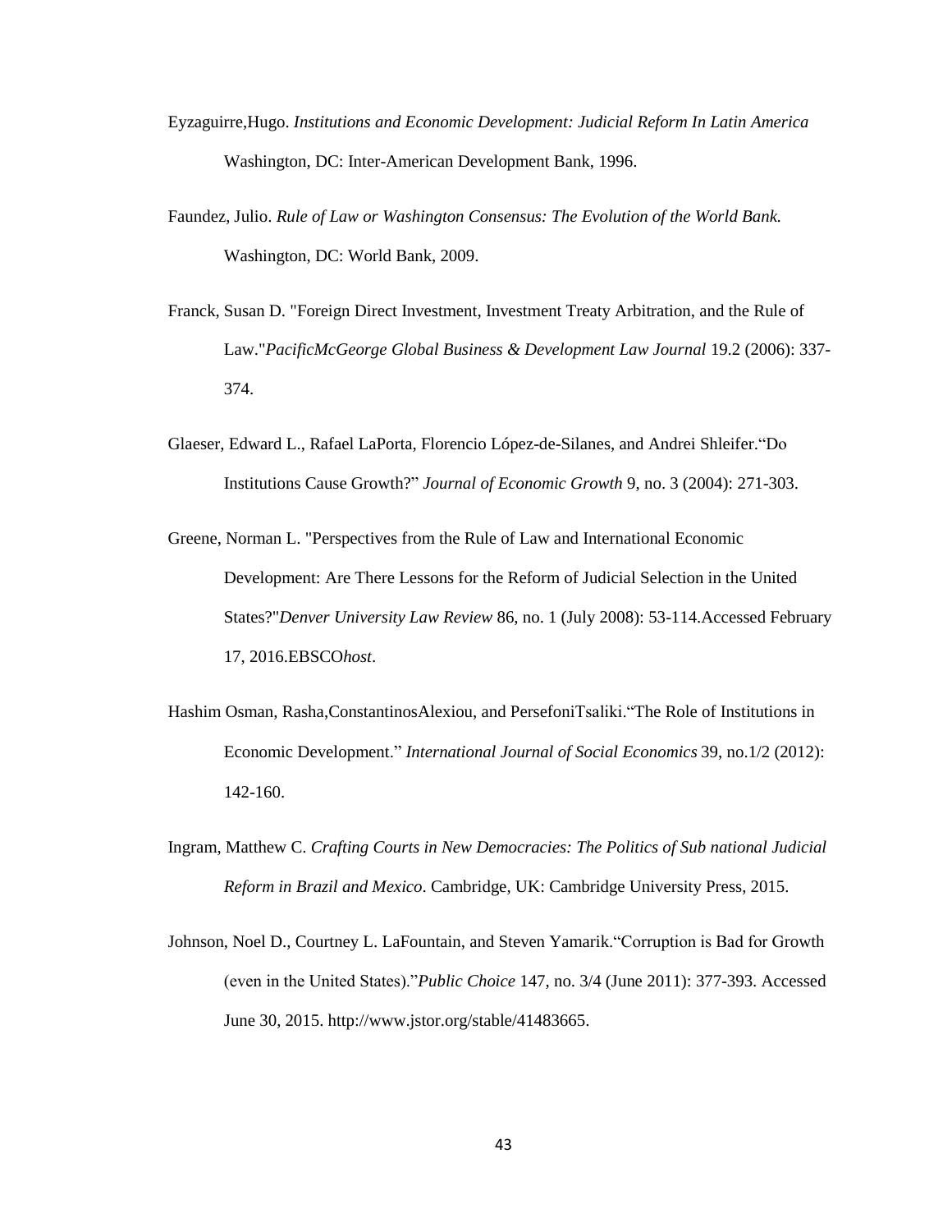Eyzaguirre,Hugo. *Institutions and Economic Development: Judicial Reform In Latin America* Washington, DC: Inter-American Development Bank, 1996.

Faundez, Julio. *Rule of Law or Washington Consensus: The Evolution of the World Bank.* Washington, DC: World Bank, 2009.

Franck, Susan D. "Foreign Direct Investment, Investment Treaty Arbitration, and the Rule of Law."*PacificMcGeorge Global Business & Development Law Journal* 19.2 (2006): 337-374.

Glaeser, Edward L., Rafael LaPorta, Florencio López-de-Silanes, and Andrei Shleifer."Do Institutions Cause Growth?" *Journal of Economic Growth* 9, no. 3 (2004): 271-303.

Greene, Norman L. "Perspectives from the Rule of Law and International Economic Development: Are There Lessons for the Reform of Judicial Selection in the United States?"*Denver University Law Review* 86, no. 1 (July 2008): 53-114.Accessed February 17, 2016.EBSCO*host*.

Hashim Osman, Rasha,ConstantinosAlexiou, and PersefoniTsaliki."The Role of Institutions in Economic Development." *International Journal of Social Economics* 39, no.1/2 (2012): 142-160.

Ingram, Matthew C. *Crafting Courts in New Democracies: The Politics of Sub national Judicial Reform in Brazil and Mexico*. Cambridge, UK: Cambridge University Press, 2015.

Johnson, Noel D., Courtney L. LaFountain, and Steven Yamarik."Corruption is Bad for Growth (even in the United States)."*Public Choice* 147, no. 3/4 (June 2011): 377-393. Accessed June 30, 2015. http://www.jstor.org/stable/41483665.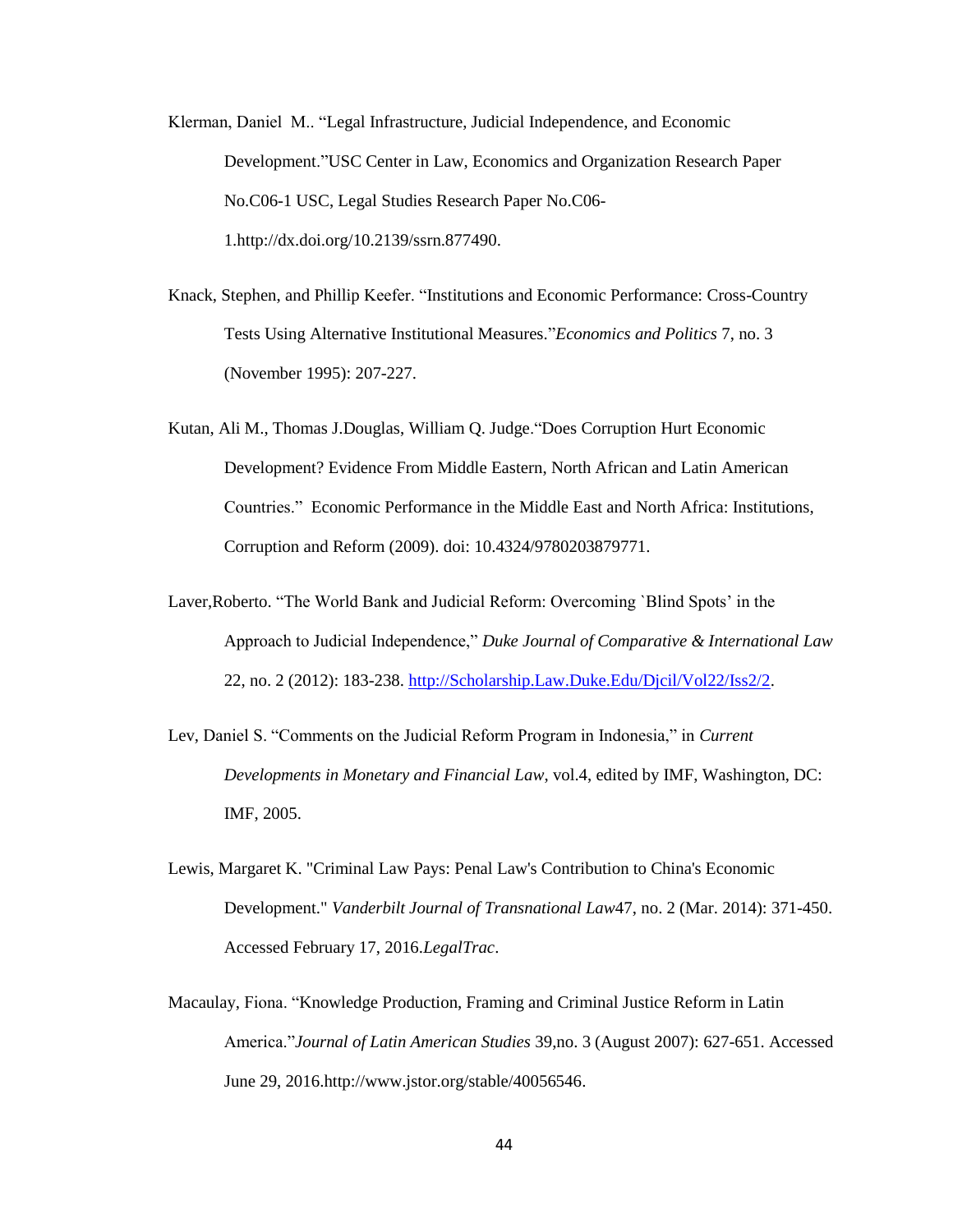Klerman, Daniel M.. "Legal Infrastructure, Judicial Independence, and Economic Development."USC Center in Law, Economics and Organization Research Paper No.C06-1 USC, Legal Studies Research Paper No.C06-1.http://dx.doi.org/10.2139/ssrn.877490.

Knack, Stephen, and Phillip Keefer. "Institutions and Economic Performance: Cross-Country Tests Using Alternative Institutional Measures."*Economics and Politics* 7, no. 3 (November 1995): 207-227.

Kutan, Ali M., Thomas J.Douglas, William Q. Judge."Does Corruption Hurt Economic Development? Evidence From Middle Eastern, North African and Latin American Countries." Economic Performance in the Middle East and North Africa: Institutions, Corruption and Reform (2009). doi: 10.4324/9780203879771.

Laver,Roberto. "The World Bank and Judicial Reform: Overcoming `Blind Spots' in the Approach to Judicial Independence," *Duke Journal of Comparative & International Law* 22, no. 2 (2012): 183-238. http://Scholarship.Law.Duke.Edu/Djcil/Vol22/Iss2/2.

Lev, Daniel S. "Comments on the Judicial Reform Program in Indonesia," in *Current Developments in Monetary and Financial Law*, vol.4, edited by IMF, Washington, DC: IMF, 2005.

Lewis, Margaret K. "Criminal Law Pays: Penal Law's Contribution to China's Economic Development." *Vanderbilt Journal of Transnational Law*47, no. 2 (Mar. 2014): 371-450. Accessed February 17, 2016.*LegalTrac*.

Macaulay, Fiona. "Knowledge Production, Framing and Criminal Justice Reform in Latin America."*Journal of Latin American Studies* 39,no. 3 (August 2007): 627-651. Accessed June 29, 2016.http://www.jstor.org/stable/40056546.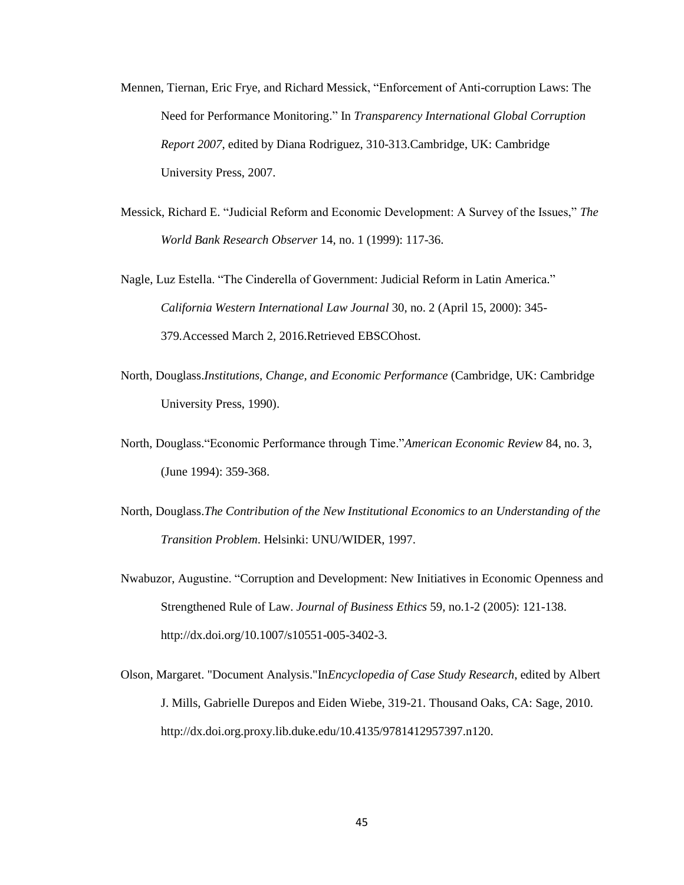Mennen, Tiernan, Eric Frye, and Richard Messick, "Enforcement of Anti-corruption Laws: The Need for Performance Monitoring." In *Transparency International Global Corruption Report 2007*, edited by Diana Rodriguez, 310-313.Cambridge, UK: Cambridge University Press, 2007.

Messick, Richard E. "Judicial Reform and Economic Development: A Survey of the Issues," *The World Bank Research Observer* 14, no. 1 (1999): 117-36.

Nagle, Luz Estella. "The Cinderella of Government: Judicial Reform in Latin America." *California Western International Law Journal* 30, no. 2 (April 15, 2000): 345-379.Accessed March 2, 2016.Retrieved EBSCOhost.

North, Douglass.*Institutions, Change, and Economic Performance* (Cambridge, UK: Cambridge University Press, 1990).

North, Douglass."Economic Performance through Time."*American Economic Review* 84, no. 3, (June 1994): 359-368.

North, Douglass.*The Contribution of the New Institutional Economics to an Understanding of the Transition Problem*. Helsinki: UNU/WIDER, 1997.

Nwabuzor, Augustine. "Corruption and Development: New Initiatives in Economic Openness and Strengthened Rule of Law. *Journal of Business Ethics* 59, no.1-2 (2005): 121-138. http://dx.doi.org/10.1007/s10551-005-3402-3.

Olson, Margaret. "Document Analysis."In*Encyclopedia of Case Study Research*, edited by Albert J. Mills, Gabrielle Durepos and Eiden Wiebe, 319-21. Thousand Oaks, CA: Sage, 2010. http://dx.doi.org.proxy.lib.duke.edu/10.4135/9781412957397.n120.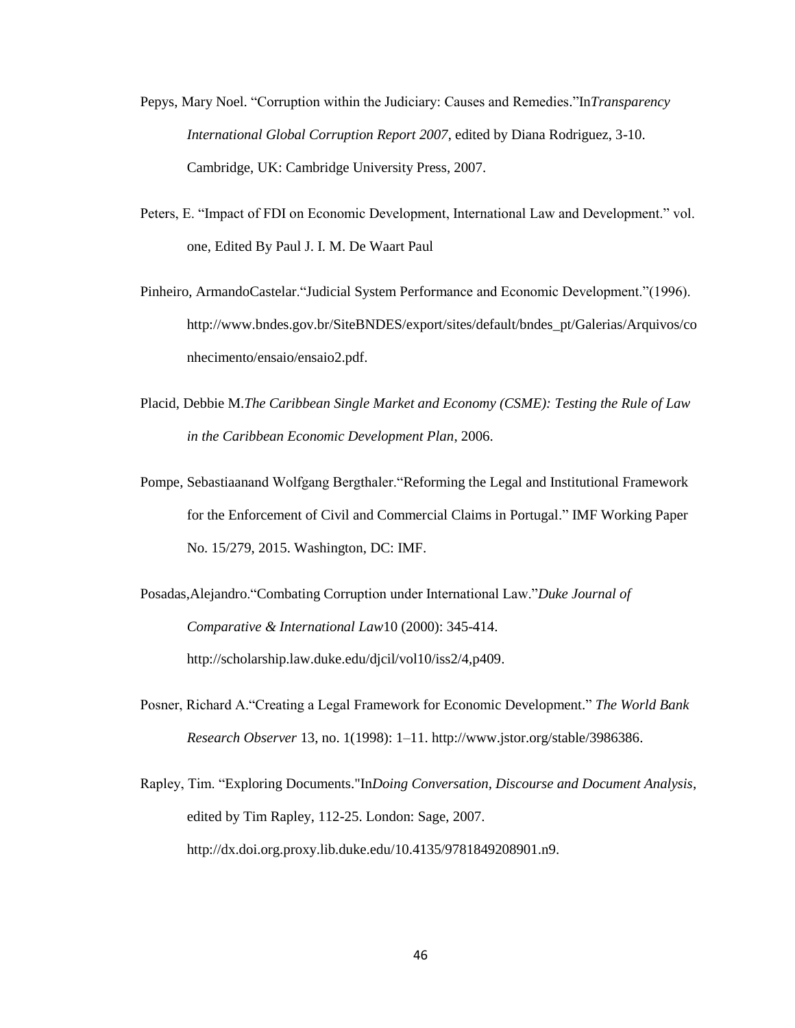Pepys, Mary Noel. "Corruption within the Judiciary: Causes and Remedies."In*Transparency International Global Corruption Report 2007*, edited by Diana Rodriguez, 3-10. Cambridge, UK: Cambridge University Press, 2007.

Peters, E. "Impact of FDI on Economic Development, International Law and Development." vol. one, Edited By Paul J. I. M. De Waart Paul

Pinheiro, ArmandoCastelar."Judicial System Performance and Economic Development."(1996). http://www.bndes.gov.br/SiteBNDES/export/sites/default/bndes_pt/Galerias/Arquivos/conhecimento/ensaio/ensaio2.pdf.

Placid, Debbie M.*The Caribbean Single Market and Economy (CSME): Testing the Rule of Law in the Caribbean Economic Development Plan*, 2006.

Pompe, Sebastiaanand Wolfgang Bergthaler."Reforming the Legal and Institutional Framework for the Enforcement of Civil and Commercial Claims in Portugal." IMF Working Paper No. 15/279, 2015. Washington, DC: IMF.

Posadas,Alejandro."Combating Corruption under International Law."*Duke Journal of Comparative & International Law*10 (2000): 345-414. http://scholarship.law.duke.edu/djcil/vol10/iss2/4,p409.

Posner, Richard A."Creating a Legal Framework for Economic Development." *The World Bank Research Observer* 13, no. 1(1998): 1–11. http://www.jstor.org/stable/3986386.

Rapley, Tim. "Exploring Documents."In*Doing Conversation, Discourse and Document Analysis*, edited by Tim Rapley, 112-25. London: Sage, 2007. http://dx.doi.org.proxy.lib.duke.edu/10.4135/9781849208901.n9.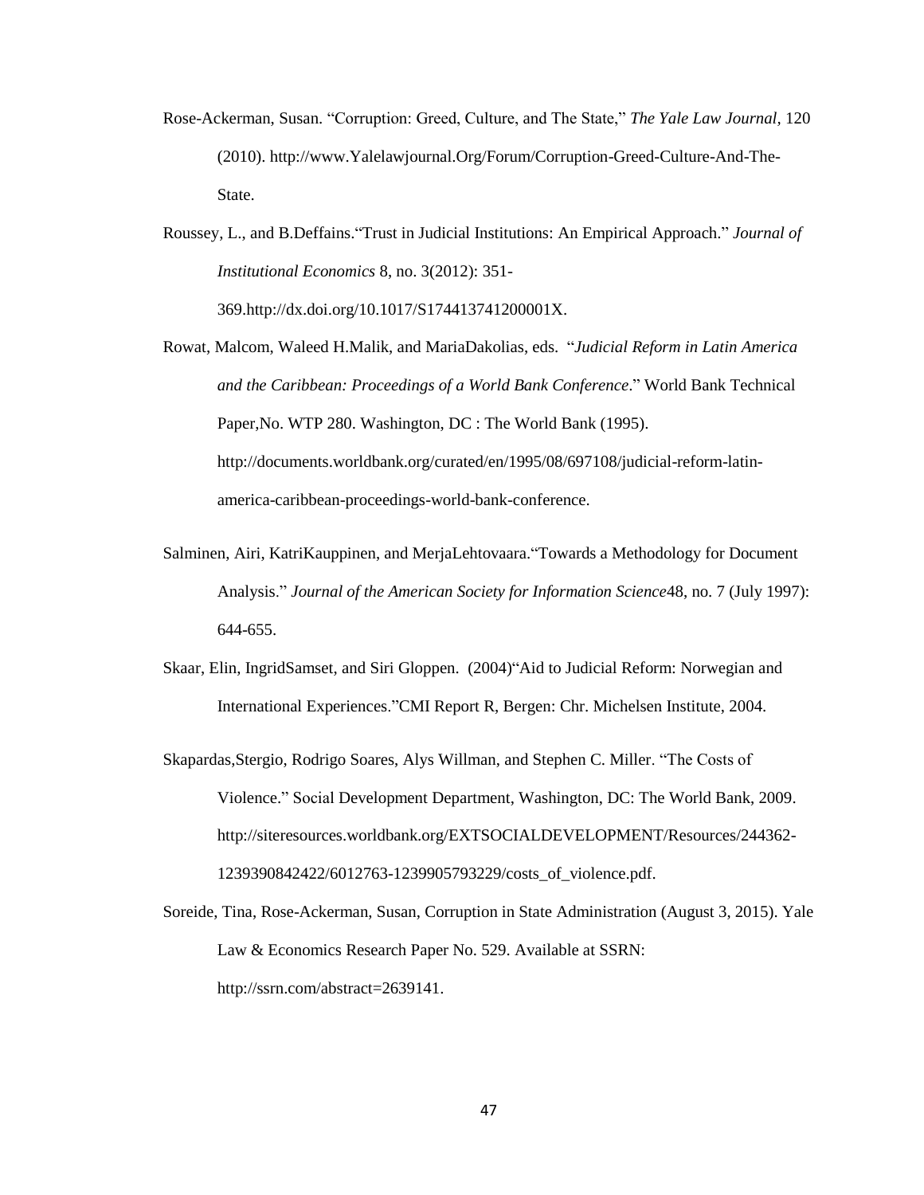Rose-Ackerman, Susan. "Corruption: Greed, Culture, and The State," *The Yale Law Journal*, 120 (2010). http://www.Yalelawjournal.Org/Forum/Corruption-Greed-Culture-And-The-State.

Roussey, L., and B.Deffains."Trust in Judicial Institutions: An Empirical Approach." *Journal of Institutional Economics* 8, no. 3(2012): 351-369.http://dx.doi.org/10.1017/S174413741200001X.

Rowat, Malcom, Waleed H.Malik, and MariaDakolias, eds. "*Judicial Reform in Latin America and the Caribbean: Proceedings of a World Bank Conference*." World Bank Technical Paper,No. WTP 280. Washington, DC : The World Bank (1995). http://documents.worldbank.org/curated/en/1995/08/697108/judicial-reform-latin-america-caribbean-proceedings-world-bank-conference.

Salminen, Airi, KatriKauppinen, and MerjaLehtovaara."Towards a Methodology for Document Analysis." *Journal of the American Society for Information Science*48, no. 7 (July 1997): 644-655.

Skaar, Elin, IngridSamset, and Siri Gloppen. (2004)"Aid to Judicial Reform: Norwegian and International Experiences."CMI Report R, Bergen: Chr. Michelsen Institute, 2004.

Skapardas,Stergio, Rodrigo Soares, Alys Willman, and Stephen C. Miller. "The Costs of Violence." Social Development Department, Washington, DC: The World Bank, 2009. http://siteresources.worldbank.org/EXTSOCIALDEVELOPMENT/Resources/244362-1239390842422/6012763-1239905793229/costs_of_violence.pdf.

Soreide, Tina, Rose-Ackerman, Susan, Corruption in State Administration (August 3, 2015). Yale Law & Economics Research Paper No. 529. Available at SSRN: http://ssrn.com/abstract=2639141.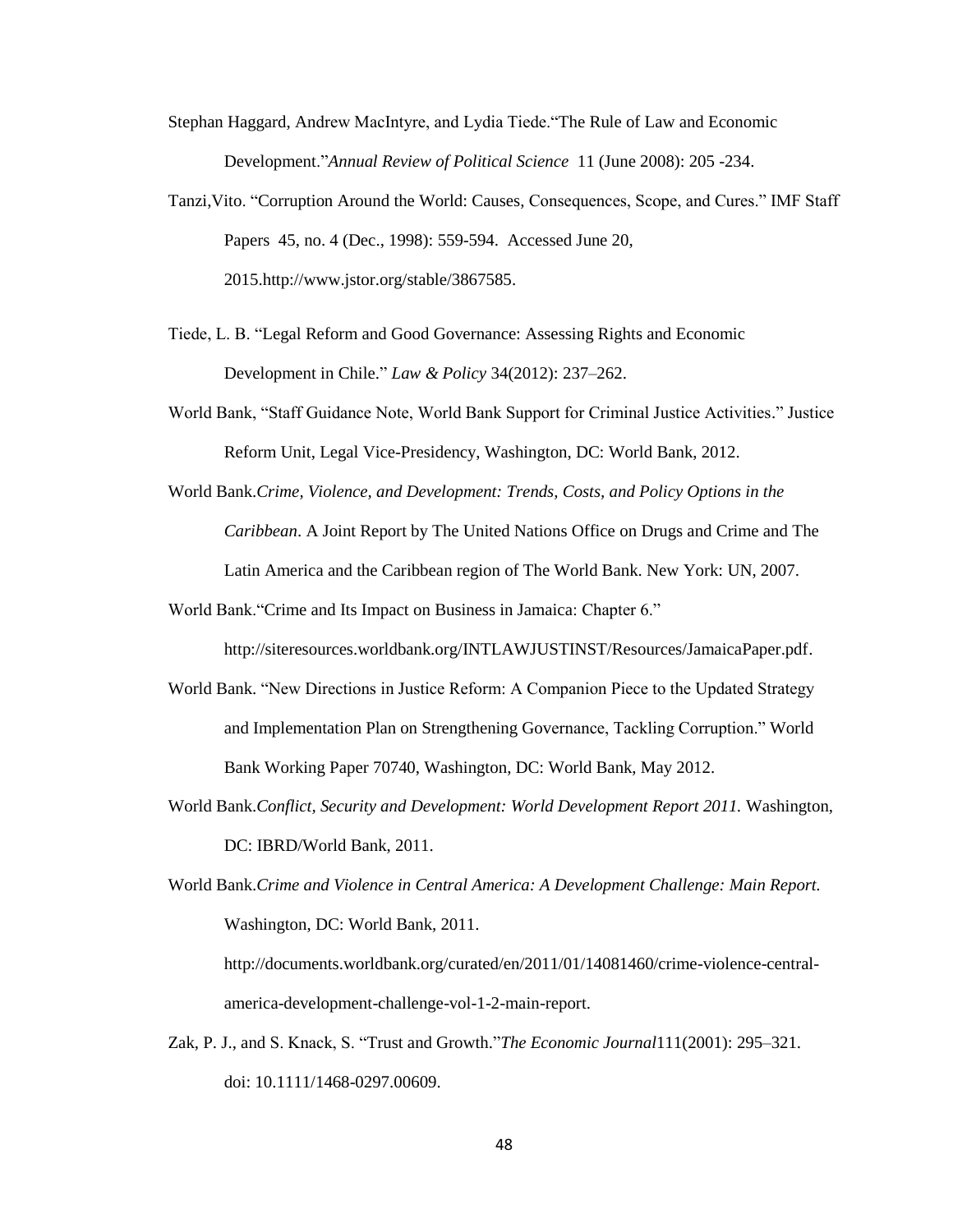Stephan Haggard, Andrew MacIntyre, and Lydia Tiede."The Rule of Law and Economic Development."*Annual Review of Political Science* 11 (June 2008): 205 -234.

Tanzi,Vito. "Corruption Around the World: Causes, Consequences, Scope, and Cures." IMF Staff Papers 45, no. 4 (Dec., 1998): 559-594. Accessed June 20, 2015.http://www.jstor.org/stable/3867585.

Tiede, L. B. "Legal Reform and Good Governance: Assessing Rights and Economic Development in Chile." *Law & Policy* 34(2012): 237–262.

World Bank, "Staff Guidance Note, World Bank Support for Criminal Justice Activities." Justice Reform Unit, Legal Vice-Presidency, Washington, DC: World Bank, 2012.

World Bank.*Crime, Violence, and Development: Trends, Costs, and Policy Options in the Caribbean*. A Joint Report by The United Nations Office on Drugs and Crime and The Latin America and the Caribbean region of The World Bank. New York: UN, 2007.

World Bank."Crime and Its Impact on Business in Jamaica: Chapter 6." http://siteresources.worldbank.org/INTLAWJUSTINST/Resources/JamaicaPaper.pdf.

World Bank. "New Directions in Justice Reform: A Companion Piece to the Updated Strategy and Implementation Plan on Strengthening Governance, Tackling Corruption." World Bank Working Paper 70740, Washington, DC: World Bank, May 2012.

World Bank.*Conflict, Security and Development: World Development Report 2011.* Washington, DC: IBRD/World Bank, 2011.

World Bank.*Crime and Violence in Central America: A Development Challenge: Main Report.* Washington, DC: World Bank, 2011. http://documents.worldbank.org/curated/en/2011/01/14081460/crime-violence-central-america-development-challenge-vol-1-2-main-report.

Zak, P. J., and S. Knack, S. "Trust and Growth."*The Economic Journal*111(2001): 295–321. doi: 10.1111/1468-0297.00609.